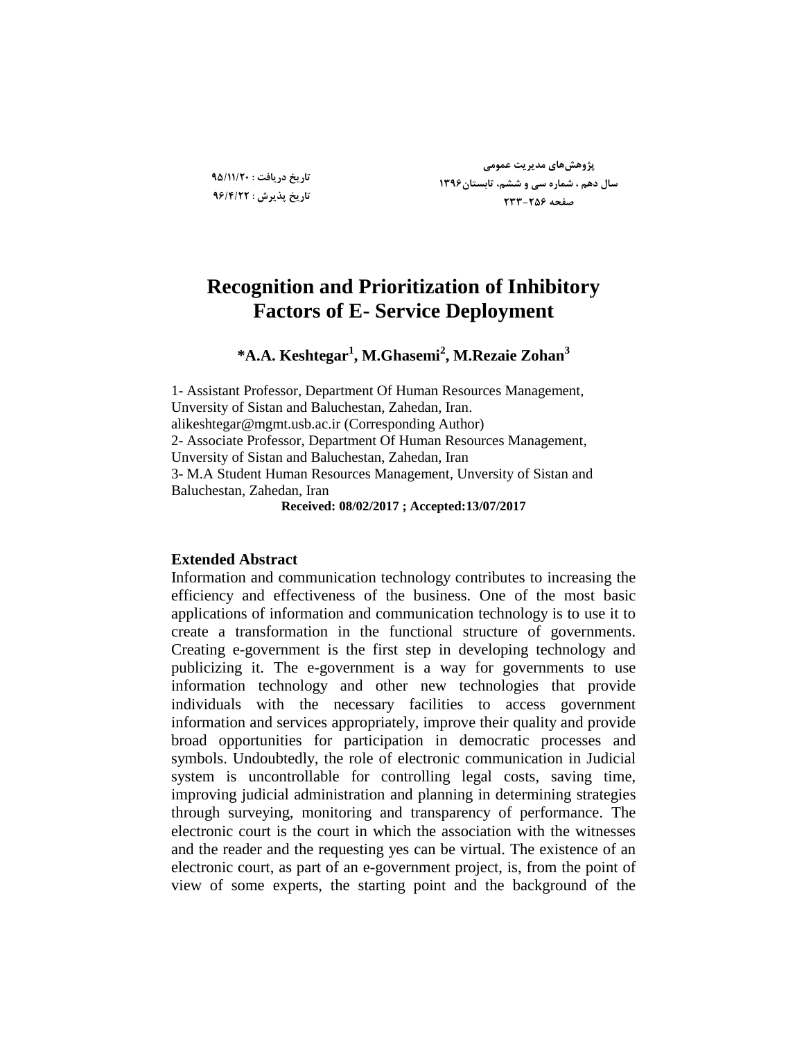# Recognition and Prioritization of Inhibitory Factors of E- Service Deployment

**\*A.A. Keshtegar[1], M.Ghasemi[2], M.Rezaie Zohan[3]**

1- Assistant Professor, Department Of Human Resources Management, Unversity of Sistan and Baluchestan, Zahedan, Iran. alikeshtegar@mgmt.usb.ac.ir (Corresponding Author)
2- Associate Professor, Department Of Human Resources Management, Unversity of Sistan and Baluchestan, Zahedan, Iran
3- M.A Student Human Resources Management, Unversity of Sistan and Baluchestan, Zahedan, Iran

**Received: 08/02/2017 ; Accepted:13/07/2017**

## Extended Abstract

Information and communication technology contributes to increasing the efficiency and effectiveness of the business. One of the most basic applications of information and communication technology is to use it to create a transformation in the functional structure of governments. Creating e-government is the first step in developing technology and publicizing it. The e-government is a way for governments to use information technology and other new technologies that provide individuals with the necessary facilities to access government information and services appropriately, improve their quality and provide broad opportunities for participation in democratic processes and symbols. Undoubtedly, the role of electronic communication in Judicial system is uncontrollable for controlling legal costs, saving time, improving judicial administration and planning in determining strategies through surveying, monitoring and transparency of performance. The electronic court is the court in which the association with the witnesses and the reader and the requesting yes can be virtual. The existence of an electronic court, as part of an e-government project, is, from the point of view of some experts, the starting point and the background of the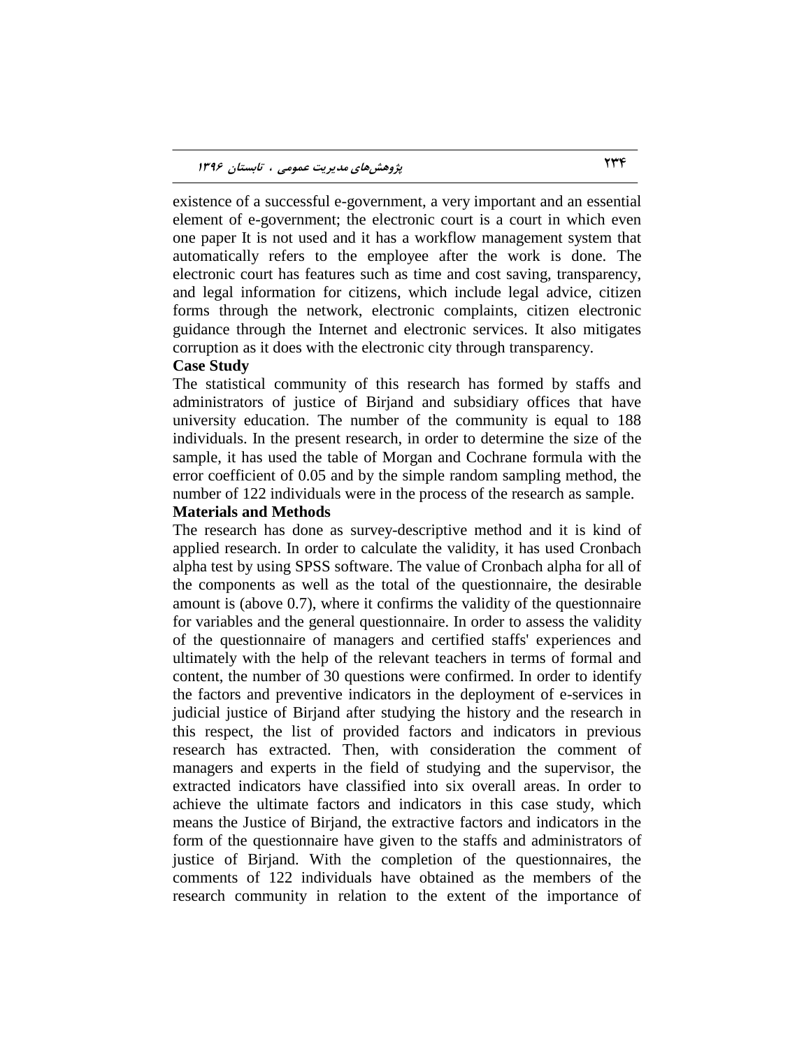existence of a successful e-government, a very important and an essential element of e-government; the electronic court is a court in which even one paper It is not used and it has a workflow management system that automatically refers to the employee after the work is done. The electronic court has features such as time and cost saving, transparency, and legal information for citizens, which include legal advice, citizen forms through the network, electronic complaints, citizen electronic guidance through the Internet and electronic services. It also mitigates corruption as it does with the electronic city through transparency.

**Case Study**

The statistical community of this research has formed by staffs and administrators of justice of Birjand and subsidiary offices that have university education. The number of the community is equal to 188 individuals. In the present research, in order to determine the size of the sample, it has used the table of Morgan and Cochrane formula with the error coefficient of 0.05 and by the simple random sampling method, the number of 122 individuals were in the process of the research as sample.

**Materials and Methods**

The research has done as survey-descriptive method and it is kind of applied research. In order to calculate the validity, it has used Cronbach alpha test by using SPSS software. The value of Cronbach alpha for all of the components as well as the total of the questionnaire, the desirable amount is (above 0.7), where it confirms the validity of the questionnaire for variables and the general questionnaire. In order to assess the validity of the questionnaire of managers and certified staffs' experiences and ultimately with the help of the relevant teachers in terms of formal and content, the number of 30 questions were confirmed. In order to identify the factors and preventive indicators in the deployment of e-services in judicial justice of Birjand after studying the history and the research in this respect, the list of provided factors and indicators in previous research has extracted. Then, with consideration the comment of managers and experts in the field of studying and the supervisor, the extracted indicators have classified into six overall areas. In order to achieve the ultimate factors and indicators in this case study, which means the Justice of Birjand, the extractive factors and indicators in the form of the questionnaire have given to the staffs and administrators of justice of Birjand. With the completion of the questionnaires, the comments of 122 individuals have obtained as the members of the research community in relation to the extent of the importance of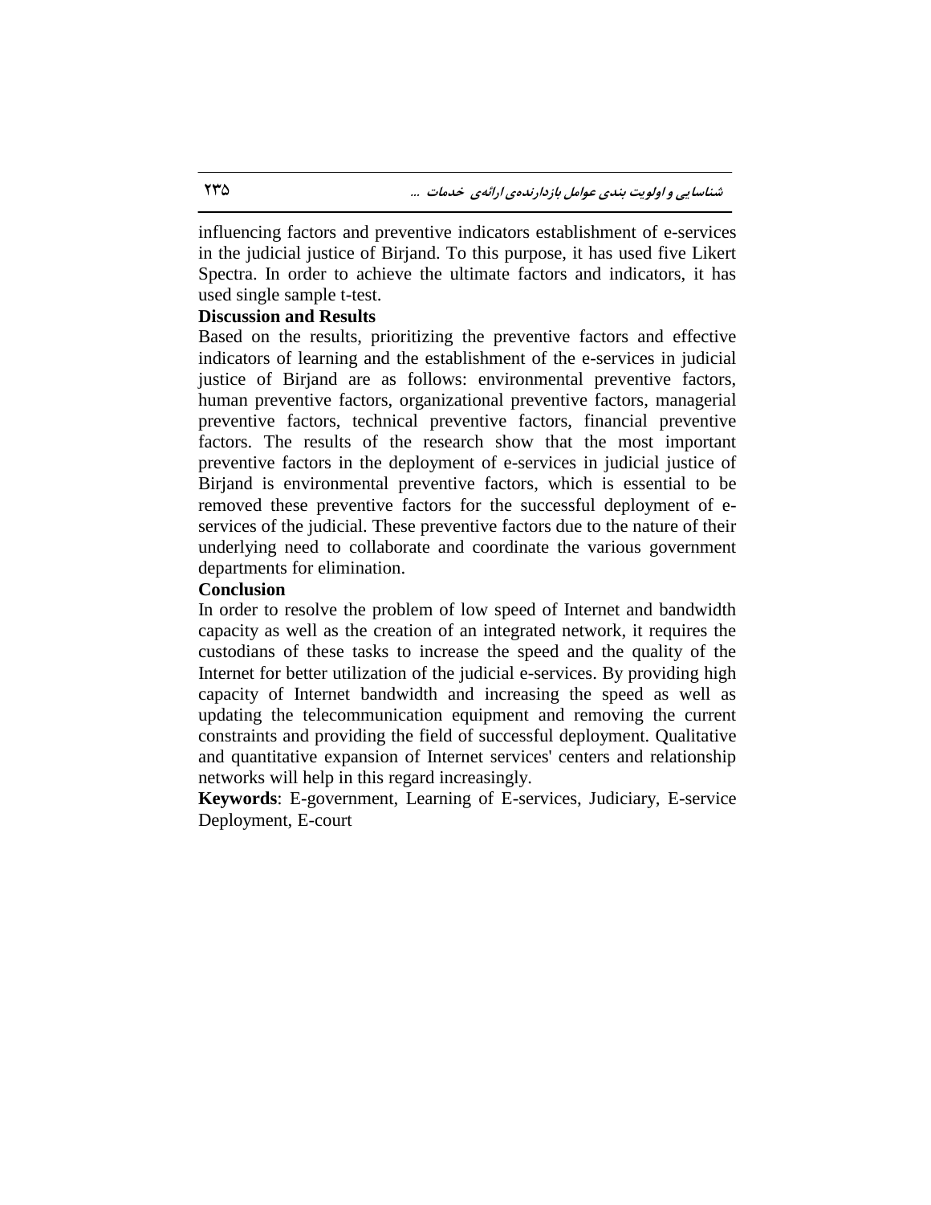influencing factors and preventive indicators establishment of e-services in the judicial justice of Birjand. To this purpose, it has used five Likert Spectra. In order to achieve the ultimate factors and indicators, it has used single sample t-test.

**Discussion and Results**

Based on the results, prioritizing the preventive factors and effective indicators of learning and the establishment of the e-services in judicial justice of Birjand are as follows: environmental preventive factors, human preventive factors, organizational preventive factors, managerial preventive factors, technical preventive factors, financial preventive factors. The results of the research show that the most important preventive factors in the deployment of e-services in judicial justice of Birjand is environmental preventive factors, which is essential to be removed these preventive factors for the successful deployment of e-services of the judicial. These preventive factors due to the nature of their underlying need to collaborate and coordinate the various government departments for elimination.

**Conclusion**

In order to resolve the problem of low speed of Internet and bandwidth capacity as well as the creation of an integrated network, it requires the custodians of these tasks to increase the speed and the quality of the Internet for better utilization of the judicial e-services. By providing high capacity of Internet bandwidth and increasing the speed as well as updating the telecommunication equipment and removing the current constraints and providing the field of successful deployment. Qualitative and quantitative expansion of Internet services' centers and relationship networks will help in this regard increasingly.

**Keywords**: E-government, Learning of E-services, Judiciary, E-service Deployment, E-court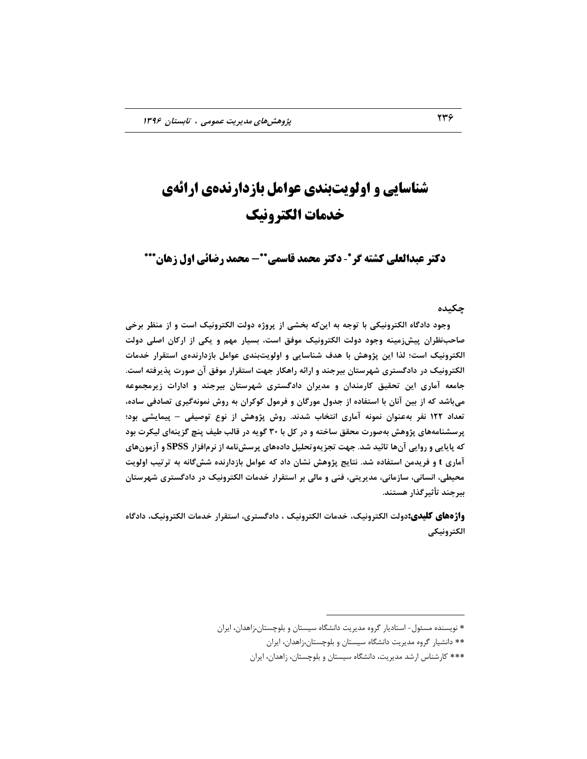# شناسایی و اولویت‌بندی عوامل بازدارنده‌ی ارائه‌ی خدمات الکترونیک

**دکتر عبدالعلی کشته گر*- دکتر محمد قاسمی**– محمد رضائی اول زهان*****

## چکیده

وجود دادگاه الکترونیکی با توجه به این‌که بخشی از پروژه دولت الکترونیک است و از منظر برخی صاحب‌نظران پیش‌زمینه وجود دولت الکترونیک موفق است، بسیار مهم و یکی از ارکان اصلی دولت الکترونیک است؛ لذا این پژوهش با هدف شناسایی و اولویت‌بندی عوامل بازدارنده‌ی استقرار خدمات الکترونیک در دادگستری شهرستان بیرجند و ارائه راهکار جهت استقرار موفق آن صورت پذیرفته است. جامعه آماری این تحقیق کارمندان و مدیران دادگستری شهرستان بیرجند و ادارات زیرمجموعه می‌باشد که از بین آنان با استفاده از جدول مورگان و فرمول کوکران به روش نمونه‌گیری تصادفی ساده، تعداد ۱۲۲ نفر به‌عنوان نمونه آماری انتخاب شدند. روش پژوهش از نوع توصیفی – پیمایشی بود؛ پرسشنامه‌های پژوهش به‌صورت محقق ساخته و در کل با ۳۰ گویه در قالب طیف پنج گزینه‌ای لیکرت بود که پایایی و روایی آن‌ها تائید شد. جهت تجزیه‌وتحلیل داده‌های پرسش‌نامه از نرم‌افزار SPSS و آزمون‌های آماری t و فریدمن استفاده شد. نتایج پژوهش نشان داد که عوامل بازدارنده شش‌گانه به ترتیب اولویت محیطی، انسانی، سازمانی، مدیریتی، فنی و مالی بر استقرار خدمات الکترونیک در دادگستری شهرستان بیرجند تأثیرگذار هستند.

**واژه‌های کلیدی:** دولت الکترونیک، خدمات الکترونیک ، دادگستری، استقرار خدمات الکترونیک، دادگاه الکترونیکی

---

* نویسنده مسئول- استادیار گروه مدیریت دانشگاه سیستان و بلوچستان،زاهدان، ایران

** دانشیار گروه مدیریت دانشگاه سیستان و بلوچستان،زاهدان، ایران

*** کارشناس ارشد مدیریت، دانشگاه سیستان و بلوچستان، زاهدان، ایران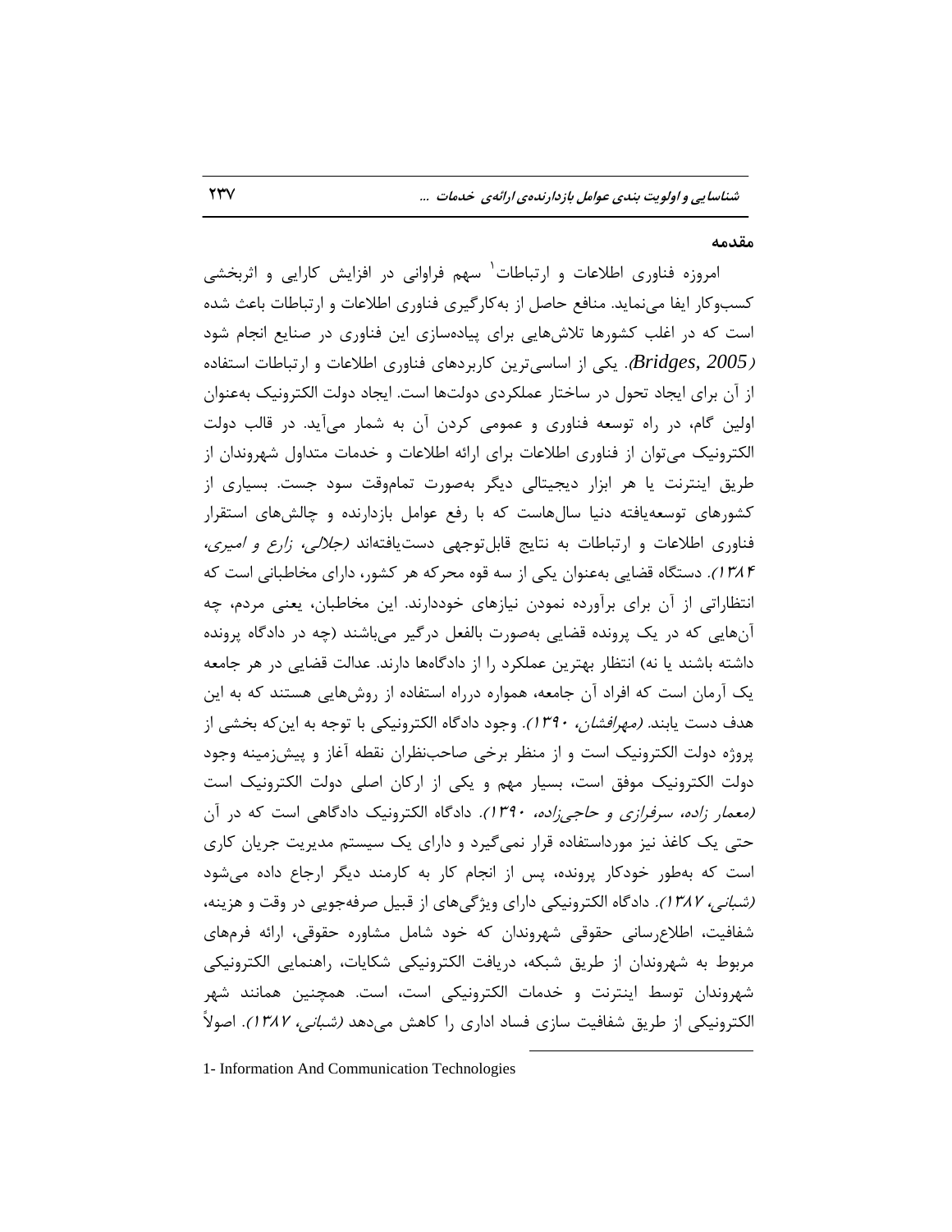## مقدمه

امروزه فناوری اطلاعات و ارتباطات[1] سهم فراوانی در افزایش کارایی و اثربخشی کسب‌وکار ایفا می‌نماید. منافع حاصل از به‌کارگیری فناوری اطلاعات و ارتباطات باعث شده است که در اغلب کشورها تلاش‌هایی برای پیاده‌سازی این فناوری در صنایع انجام شود (*Bridges, 2005*). یکی از اساسی‌ترین کاربردهای فناوری اطلاعات و ارتباطات استفاده از آن برای ایجاد تحول در ساختار عملکردی دولت‌ها است. ایجاد دولت الکترونیک به‌عنوان اولین گام، در راه توسعه فناوری و عمومی کردن آن به شمار می‌آید. در قالب دولت الکترونیک می‌توان از فناوری اطلاعات برای ارائه اطلاعات و خدمات متداول شهروندان از طریق اینترنت یا هر ابزار دیجیتالی دیگر به‌صورت تمام‌وقت سود جست. بسیاری از کشورهای توسعه‌یافته دنیا سال‌هاست که با رفع عوامل بازدارنده و چالش‌های استقرار فناوری اطلاعات و ارتباطات به نتایج قابل‌توجهی دست‌یافته‌اند (*جلالی، زارع و امیری، ۱۳۸۴*). دستگاه قضایی به‌عنوان یکی از سه قوه محرکه هر کشور، دارای مخاطبانی است که انتظاراتی از آن برای برآورده نمودن نیازهای خوددارند. این مخاطبان، یعنی مردم، چه آن‌هایی که در یک پرونده قضایی به‌صورت بالفعل درگیر می‌باشند (چه در دادگاه پرونده داشته باشند یا نه) انتظار بهترین عملکرد را از دادگاه‌ها دارند. عدالت قضایی در هر جامعه یک آرمان است که افراد آن جامعه، همواره درراه استفاده از روش‌هایی هستند که به این هدف دست یابند. (*مهرافشان، ۱۳۹۰*). وجود دادگاه الکترونیکی با توجه به این‌که بخشی از پروژه دولت الکترونیک است و از منظر برخی صاحب‌نظران نقطه آغاز و پیش‌زمینه وجود دولت الکترونیک موفق است، بسیار مهم و یکی از ارکان اصلی دولت الکترونیک است (*معمار زاده، سرفرازی و حاجی‌زاده، ۱۳۹۰*). دادگاه الکترونیک دادگاهی است که در آن حتی یک کاغذ نیز مورداستفاده قرار نمی‌گیرد و دارای یک سیستم مدیریت جریان کاری است که به‌طور خودکار پرونده، پس از انجام کار به کارمند دیگر ارجاع داده می‌شود (*شبانی، ۱۳۸۷*). دادگاه الکترونیکی دارای ویژگی‌های از قبیل صرفه‌جویی در وقت و هزینه، شفافیت، اطلاع‌رسانی حقوقی شهروندان که خود شامل مشاوره حقوقی، ارائه فرم‌های مربوط به شهروندان از طریق شبکه، دریافت الکترونیکی شکایات، راهنمایی الکترونیکی شهروندان توسط اینترنت و خدمات الکترونیکی است، است. همچنین همانند شهر الکترونیکی از طریق شفافیت سازی فساد اداری را کاهش می‌دهد (*شبانی، ۱۳۸۷*). اصولاً

1- Information And Communication Technologies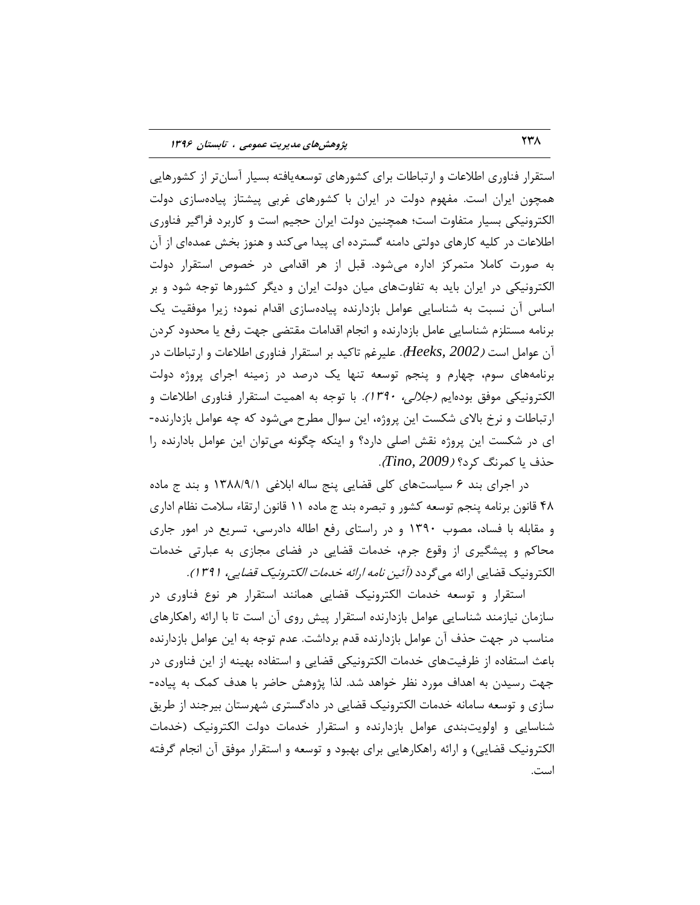استقرار فناوری اطلاعات و ارتباطات برای کشورهای توسعه‌یافته بسیار آسان‌تر از کشورهایی همچون ایران است. مفهوم دولت در ایران با کشورهای غربی پیشتاز پیاده‌سازی دولت الکترونیکی بسیار متفاوت است؛ همچنین دولت ایران حجیم است و کاربرد فراگیر فناوری اطلاعات در کلیه کارهای دولتی دامنه گسترده ای پیدا می‌کند و هنوز بخش عمده‌ای از آن به صورت کاملا متمرکز اداره می‌شود. قبل از هر اقدامی در خصوص استقرار دولت الکترونیکی در ایران باید به تفاوت‌های میان دولت ایران و دیگر کشورها توجه شود و بر اساس آن نسبت به شناسایی عوامل بازدارنده پیاده‌سازی اقدام نمود؛ زیرا موفقیت یک برنامه مستلزم شناسایی عامل بازدارنده و انجام اقدامات مقتضی جهت رفع یا محدود کردن آن عوامل است (*Heeks, 2002*). علیرغم تاکید بر استقرار فناوری اطلاعات و ارتباطات در برنامه‌های سوم، چهارم و پنجم توسعه تنها یک درصد در زمینه اجرای پروژه دولت الکترونیکی موفق بوده‌ایم (*جلالی، ۱۳۹۰*). با توجه به اهمیت استقرار فناوری اطلاعات و ارتباطات و نرخ بالای شکست این پروژه، این سوال مطرح می‌شود که چه عوامل بازدارنده‌ای در شکست این پروژه نقش اصلی دارد؟ و اینکه چگونه می‌توان این عوامل بادارنده را حذف یا کمرنگ کرد؟ (*Tino, 2009*).

در اجرای بند ۶ سیاست‌های کلی قضایی پنج ساله ابلاغی ۱۳۸۸/۹/۱ و بند ج ماده ۴۸ قانون برنامه پنجم توسعه کشور و تبصره بند ج ماده ۱۱ قانون ارتقاء سلامت نظام اداری و مقابله با فساد، مصوب ۱۳۹۰ و در راستای رفع اطاله دادرسی، تسریع در امور جاری محاکم و پیشگیری از وقوع جرم، خدمات قضایی در فضای مجازی به عبارتی خدمات الکترونیک قضایی ارائه می‌گردد (*آئین نامه ارائه خدمات الکترونیک قضایی، ۱۳۹۱*).

استقرار و توسعه خدمات الکترونیک قضایی همانند استقرار هر نوع فناوری در سازمان نیازمند شناسایی عوامل بازدارنده استقرار پیش روی آن است تا با ارائه راهکارهای مناسب در جهت حذف آن عوامل بازدارنده قدم برداشت. عدم توجه به این عوامل بازدارنده باعث استفاده از ظرفیت‌های خدمات الکترونیکی قضایی و استفاده بهینه از این فناوری در جهت رسیدن به اهداف مورد نظر خواهد شد. لذا پژوهش حاضر با هدف کمک به پیاده‌سازی و توسعه سامانه خدمات الکترونیک قضایی در دادگستری شهرستان بیرجند از طریق شناسایی و اولویت‌بندی عوامل بازدارنده و استقرار خدمات دولت الکترونیک (خدمات الکترونیک قضایی) و ارائه راهکارهایی برای بهبود و توسعه و استقرار موفق آن انجام گرفته است.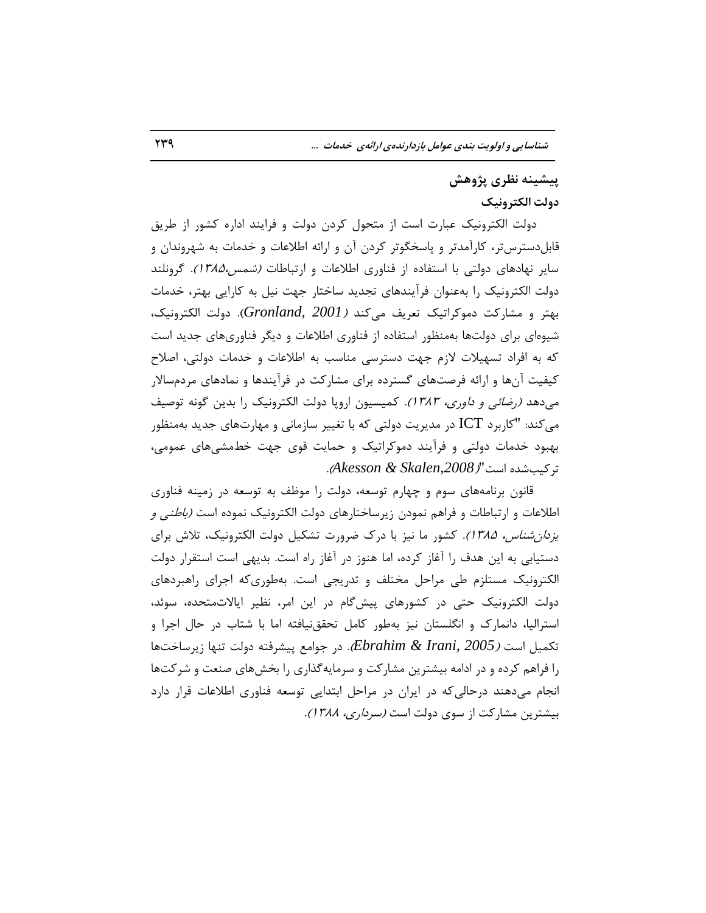## پیشینه نظری پژوهش

### دولت الکترونیک

دولت الکترونیک عبارت است از متحول کردن دولت و فرایند اداره کشور از طریق قابل‌دسترس‌تر، کارآمدتر و پاسخگوتر کردن آن و ارائه اطلاعات و خدمات به شهروندان و سایر نهادهای دولتی با استفاده از فناوری اطلاعات و ارتباطات *(شمس،۱۳۸۵)*. گرونلند دولت الکترونیک را به‌عنوان فرآیندهای تجدید ساختار جهت نیل به کارایی بهتر، خدمات بهتر و مشارکت دموکراتیک تعریف می‌کند *(Gronland, 2001)*. دولت الکترونیک، شیوه‌ای برای دولت‌ها به‌منظور استفاده از فناوری اطلاعات و دیگر فناوری‌های جدید است که به افراد تسهیلات لازم جهت دسترسی مناسب به اطلاعات و خدمات دولتی، اصلاح کیفیت آن‌ها و ارائه فرصت‌های گسترده برای مشارکت در فرآیندها و نمادهای مردم‌سالار می‌دهد *(رضائی و داوری، ۱۳۸۳)*. کمیسیون اروپا دولت الکترونیک را بدین گونه توصیف می‌کند: "کاربرد ICT در مدیریت دولتی که با تغییر سازمانی و مهارت‌های جدید به‌منظور بهبود خدمات دولتی و فرآیند دموکراتیک و حمایت قوی جهت خط‌مشی‌های عمومی، ترکیب‌شده است" *(Akesson & Skalen,2008)*.

قانون برنامه‌های سوم و چهارم توسعه، دولت را موظف به توسعه در زمینه فناوری اطلاعات و ارتباطات و فراهم نمودن زیرساختارهای دولت الکترونیک نموده است *(باطنی و یزدان‌شناس، ۱۳۸۵)*. کشور ما نیز با درک ضرورت تشکیل دولت الکترونیک، تلاش برای دستیابی به این هدف را آغاز کرده، اما هنوز در آغاز راه است. بدیهی است استقرار دولت الکترونیک مستلزم طی مراحل مختلف و تدریجی است. به‌طوری‌که اجرای راهبردهای دولت الکترونیک حتی در کشورهای پیش‌گام در این امر، نظیر ایالات‌متحده، سوئد، استرالیا، دانمارک و انگلستان نیز به‌طور کامل تحقق‌نیافته اما با شتاب در حال اجرا و تکمیل است *(Ebrahim & Irani, 2005)*. در جوامع پیشرفته دولت تنها زیرساخت‌ها را فراهم کرده و در ادامه بیشترین مشارکت و سرمایه‌گذاری را بخش‌های صنعت و شرکت‌ها انجام می‌دهند درحالی‌که در ایران در مراحل ابتدایی توسعه فناوری اطلاعات قرار دارد بیشترین مشارکت از سوی دولت است *(سرداری، ۱۳۸۸)*.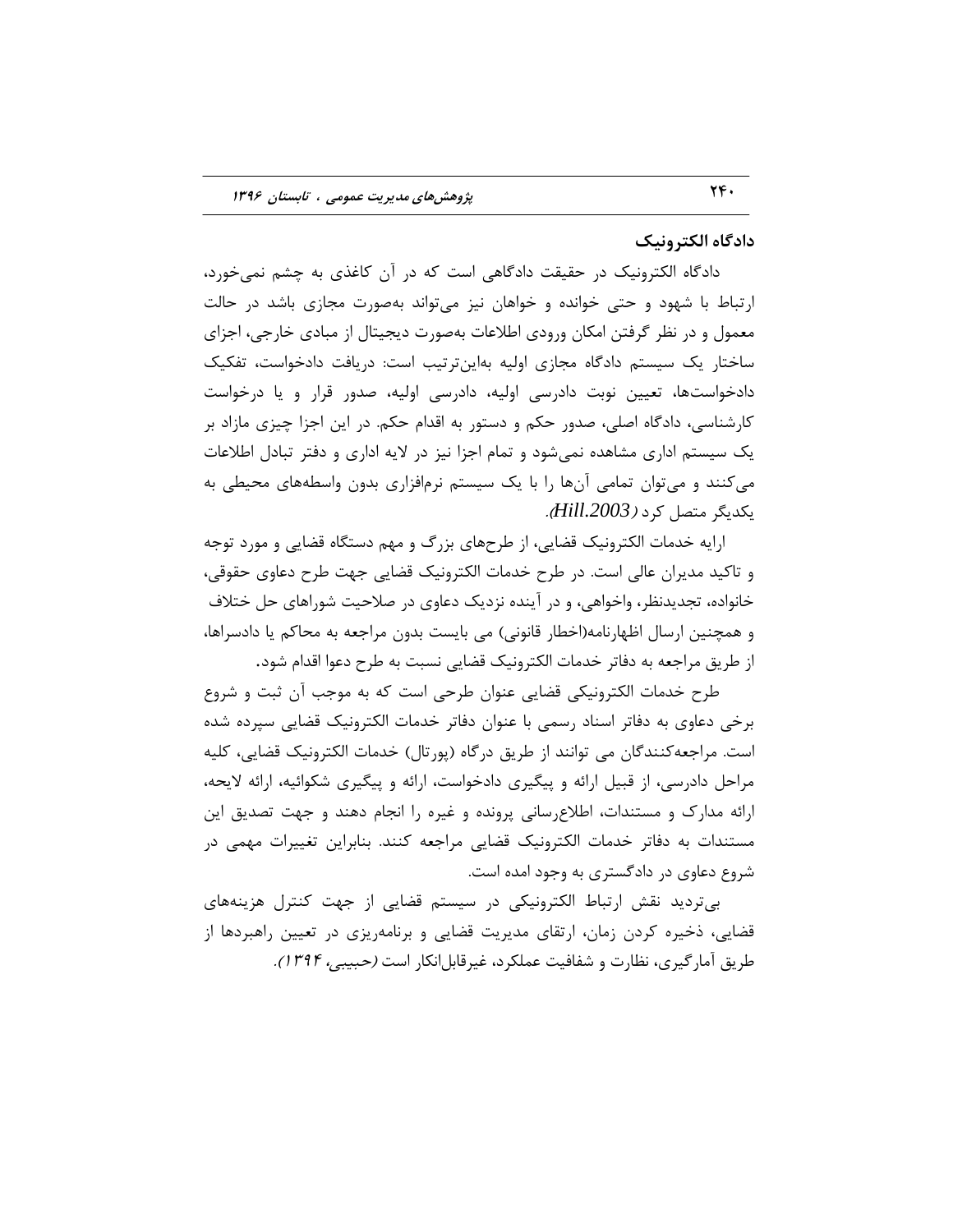## دادگاه الکترونیک

دادگاه الکترونیک در حقیقت دادگاهی است که در آن کاغذی به چشم نمی‌خورد، ارتباط با شهود و حتی خوانده و خواهان نیز می‌تواند به‌صورت مجازی باشد در حالت معمول و در نظر گرفتن امکان ورودی اطلاعات به‌صورت دیجیتال از مبادی خارجی، اجزای ساختار یک سیستم دادگاه مجازی اولیه به‌این‌ترتیب است: دریافت دادخواست، تفکیک دادخواست‌ها، تعیین نوبت دادرسی اولیه، دادرسی اولیه، صدور قرار و یا درخواست کارشناسی، دادگاه اصلی، صدور حکم و دستور به اقدام حکم. در این اجزا چیزی مازاد بر یک سیستم اداری مشاهده نمی‌شود و تمام اجزا نیز در لایه اداری و دفتر تبادل اطلاعات می‌کنند و می‌توان تمامی آن‌ها را با یک سیستم نرم‌افزاری بدون واسطه‌های محیطی به یکدیگر متصل کرد *(Hill.2003)*.

ارایه خدمات الکترونیک قضایی، از طرح‌های بزرگ و مهم دستگاه قضایی و مورد توجه و تاکید مدیران عالی است. در طرح خدمات الکترونیک قضایی جهت طرح دعاوی حقوقی، خانواده، تجدیدنظر، واخواهی، و در آینده نزدیک دعاوی در صلاحیت شوراهای حل ختلاف و همچنین ارسال اظهارنامه(اخطار قانونی) می بایست بدون مراجعه به محاکم یا دادسراها، از طریق مراجعه به دفاتر خدمات الکترونیک قضایی نسبت به طرح دعوا اقدام شود.

طرح خدمات الکترونیکی قضایی عنوان طرحی است که به موجب آن ثبت و شروع برخی دعاوی به دفاتر اسناد رسمی با عنوان دفاتر خدمات الکترونیک قضایی سپرده شده است. مراجعه‌کنندگان می توانند از طریق درگاه (پورتال) خدمات الکترونیک قضایی، کلیه مراحل دادرسی، از قبیل ارائه و پیگیری دادخواست، ارائه و پیگیری شکوائیه، ارائه لایحه، ارائه مدارک و مستندات، اطلاع‌رسانی پرونده و غیره را انجام دهند و جهت تصدیق این مستندات به دفاتر خدمات الکترونیک قضایی مراجعه کنند. بنابراین تغییرات مهمی در شروع دعاوی در دادگستری به وجود امده است.

بی‌تردید نقش ارتباط الکترونیکی در سیستم قضایی از جهت کنترل هزینه‌های قضایی، ذخیره کردن زمان، ارتقای مدیریت قضایی و برنامه‌ریزی در تعیین راهبردها از طریق آمارگیری، نظارت و شفافیت عملکرد، غیرقابل‌انکار است *(حبیبی، ۱۳۹۴)*.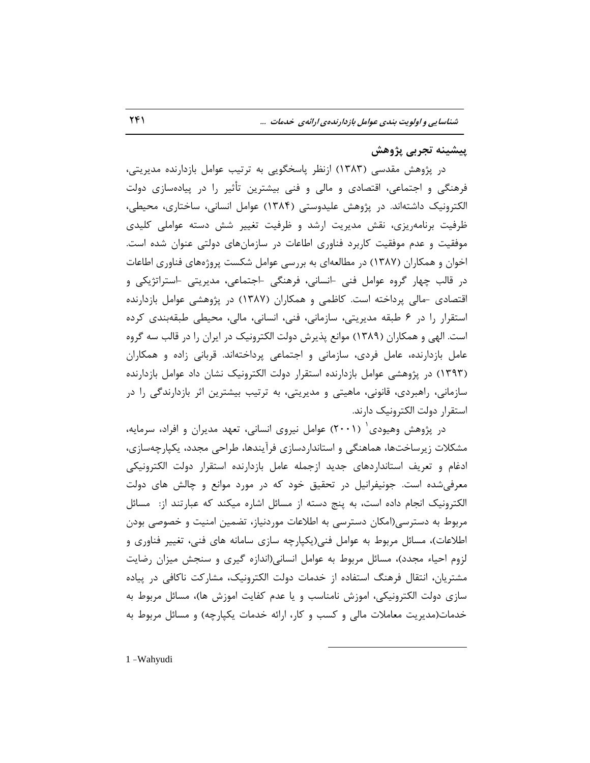## پیشینه تجربی پژوهش

در پژوهش مقدسی (۱۳۸۳) ازنظر پاسخگویی به ترتیب عوامل بازدارنده مدیریتی، فرهنگی و اجتماعی، اقتصادی و مالی و فنی بیشترین تأثیر را در پیاده‌سازی دولت الکترونیک داشته‌اند. در پژوهش علیدوستی (۱۳۸۴) عوامل انسانی، ساختاری، محیطی، ظرفیت برنامه‌ریزی، نقش مدیریت ارشد و ظرفیت تغییر شش دسته عواملی کلیدی موفقیت و عدم موفقیت کاربرد فناوری اطاعات در سازمان‌های دولتی عنوان شده است. اخوان و همکاران (۱۳۸۷) در مطالعه‌ای به بررسی عوامل شکست پروژه‌های فناوری اطاعات در قالب چهار گروه عوامل فنی -انسانی، فرهنگی -اجتماعی، مدیریتی -استراتژیکی و اقتصادی -مالی پرداخته است. کاظمی و همکاران (۱۳۸۷) در پژوهشی عوامل بازدارنده استقرار را در ۶ طبقه مدیریتی، سازمانی، فنی، انسانی، مالی، محیطی طبقه‌بندی کرده است. الهی و همکاران (۱۳۸۹) موانع پذیرش دولت الکترونیک در ایران را در قالب سه گروه عامل بازدارنده، عامل فردی، سازمانی و اجتماعی پرداخته‌اند. قربانی زاده و همکاران (۱۳۹۳) در پژوهشی عوامل بازدارنده استقرار دولت الکترونیک نشان داد عوامل بازدارنده سازمانی، راهبردی، قانونی، ماهیتی و مدیریتی، به ترتیب بیشترین اثر بازدارندگی را در استقرار دولت الکترونیک دارند.

در پژوهش وهیودی[1] (۲۰۰۱) عوامل نیروی انسانی، تعهد مدیران و افراد، سرمایه، مشکلات زیرساخت‌ها، هماهنگی و استانداردسازی فرآیندها، طراحی مجدد، یکپارچه‌سازی، ادغام و تعریف استانداردهای جدید ازجمله عامل بازدارنده استقرار دولت الکترونیکی معرفی‌شده است. جونیفرانیل در تحقیق خود که در مورد موانع و چالش های دولت الکترونیک انجام داده است، به پنج دسته از مسائل اشاره میکند که عبارتند از: مسائل مربوط به دسترسی(امکان دسترسی به اطلاعات موردنیاز، تضمین امنیت و خصوصی بودن اطلاعات)، مسائل مربوط به عوامل فنی(یکپارچه سازی سامانه های فنی، تغییر فناوری و لزوم احیاء مجدد)، مسائل مربوط به عوامل انسانی(اندازه گیری و سنجش میزان رضایت مشتریان، انتقال فرهنگ استفاده از خدمات دولت الکترونیک، مشارکت ناکافی در پیاده سازی دولت الکترونیکی، اموزش نامناسب و یا عدم کفایت اموزش ها)، مسائل مربوط به خدمات(مدیریت معاملات مالی و کسب و کار، ارائه خدمات یکپارچه) و مسائل مربوط به

---

1 -Wahyudi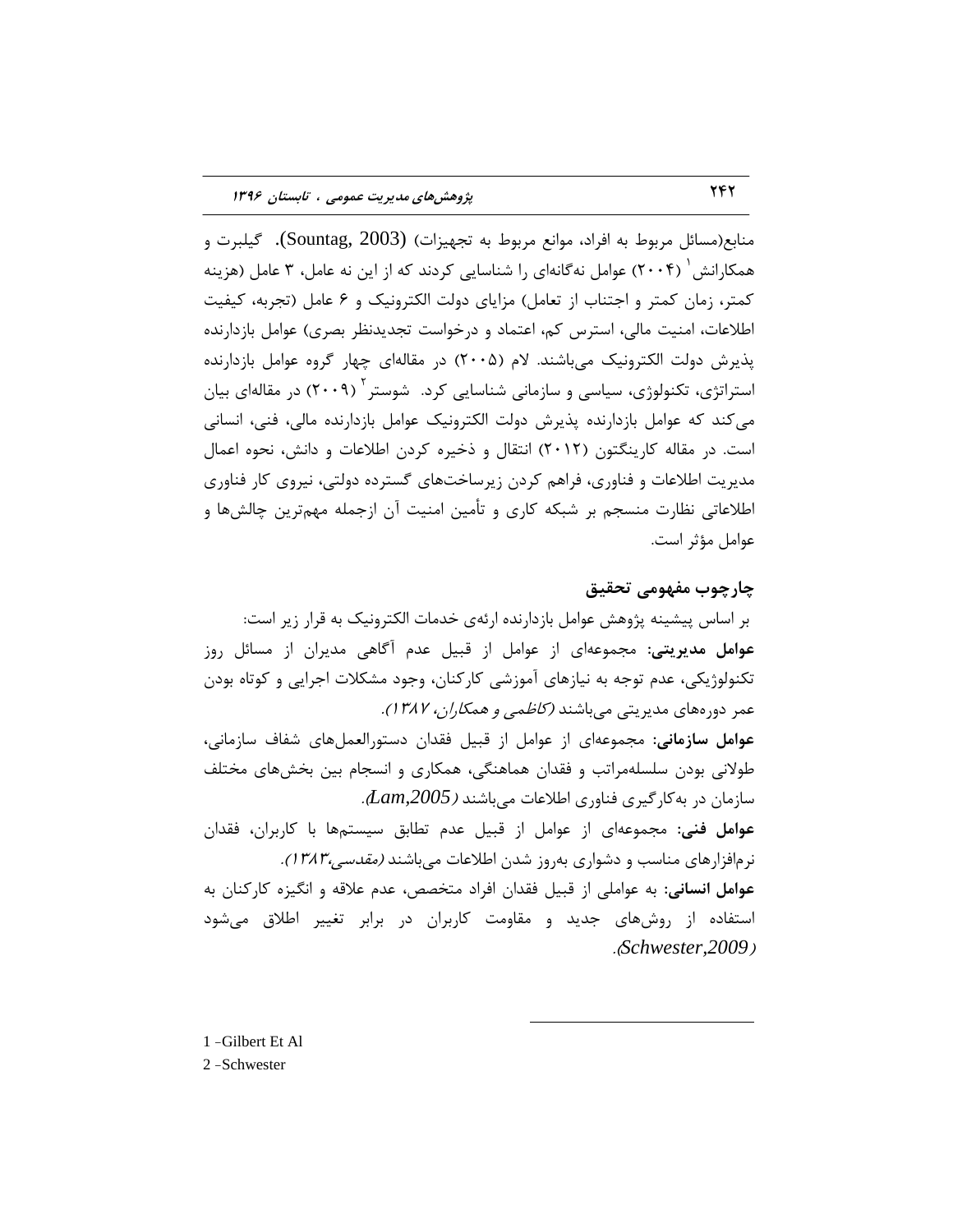منابع(مسائل مربوط به افراد، موانع مربوط به تجهیزات) (Sountag, 2003). گیلبرت و همکارانش[1] (۲۰۰۴) عوامل نه‌گانه‌ای را شناسایی کردند که از این نه عامل، ۳ عامل (هزینه کمتر، زمان کمتر و اجتناب از تعامل) مزایای دولت الکترونیک و ۶ عامل (تجربه، کیفیت اطلاعات، امنیت مالی، استرس کم، اعتماد و درخواست تجدیدنظر بصری) عوامل بازدارنده پذیرش دولت الکترونیک می‌باشند. لام (۲۰۰۵) در مقاله‌ای چهار گروه عوامل بازدارنده استراتژی، تکنولوژی، سیاسی و سازمانی شناسایی کرد. شوستر[2] (۲۰۰۹) در مقاله‌ای بیان می‌کند که عوامل بازدارنده پذیرش دولت الکترونیک عوامل بازدارنده مالی، فنی، انسانی است. در مقاله کارینگتون (۲۰۱۲) انتقال و ذخیره کردن اطلاعات و دانش، نحوه اعمال مدیریت اطلاعات و فناوری، فراهم کردن زیرساخت‌های گسترده دولتی، نیروی کار فناوری اطلاعاتی نظارت منسجم بر شبکه کاری و تأمین امنیت آن ازجمله مهم‌ترین چالش‌ها و عوامل مؤثر است.

## چارچوب مفهومی تحقیق

بر اساس پیشینه پژوهش عوامل بازدارنده ارئه‌ی خدمات الکترونیک به قرار زیر است:

**عوامل مدیریتی:** مجموعه‌ای از عوامل از قبیل عدم آگاهی مدیران از مسائل روز تکنولوژیکی، عدم توجه به نیازهای آموزشی کارکنان، وجود مشکلات اجرایی و کوتاه بودن عمر دوره‌های مدیریتی می‌باشند *(کاظمی و همکاران، ۱۳۸۷)*.

**عوامل سازمانی:** مجموعه‌ای از عوامل از قبیل فقدان دستورالعمل‌های شفاف سازمانی، طولانی بودن سلسله‌مراتب و فقدان هماهنگی، همکاری و انسجام بین بخش‌های مختلف سازمان در به‌کارگیری فناوری اطلاعات می‌باشند *(Lam,2005)*.

**عوامل فنی:** مجموعه‌ای از عوامل از قبیل عدم تطابق سیستم‌ها با کاربران، فقدان نرم‌افزارهای مناسب و دشواری به‌روز شدن اطلاعات می‌باشند *(مقدسی،۱۳۸۳)*.

**عوامل انسانی:** به عواملی از قبیل فقدان افراد متخصص، عدم علاقه و انگیزه کارکنان به استفاده از روش‌های جدید و مقاومت کاربران در برابر تغییر اطلاق می‌شود *(Schwester,2009)*.

---

1 -Gilbert Et Al

2 -Schwester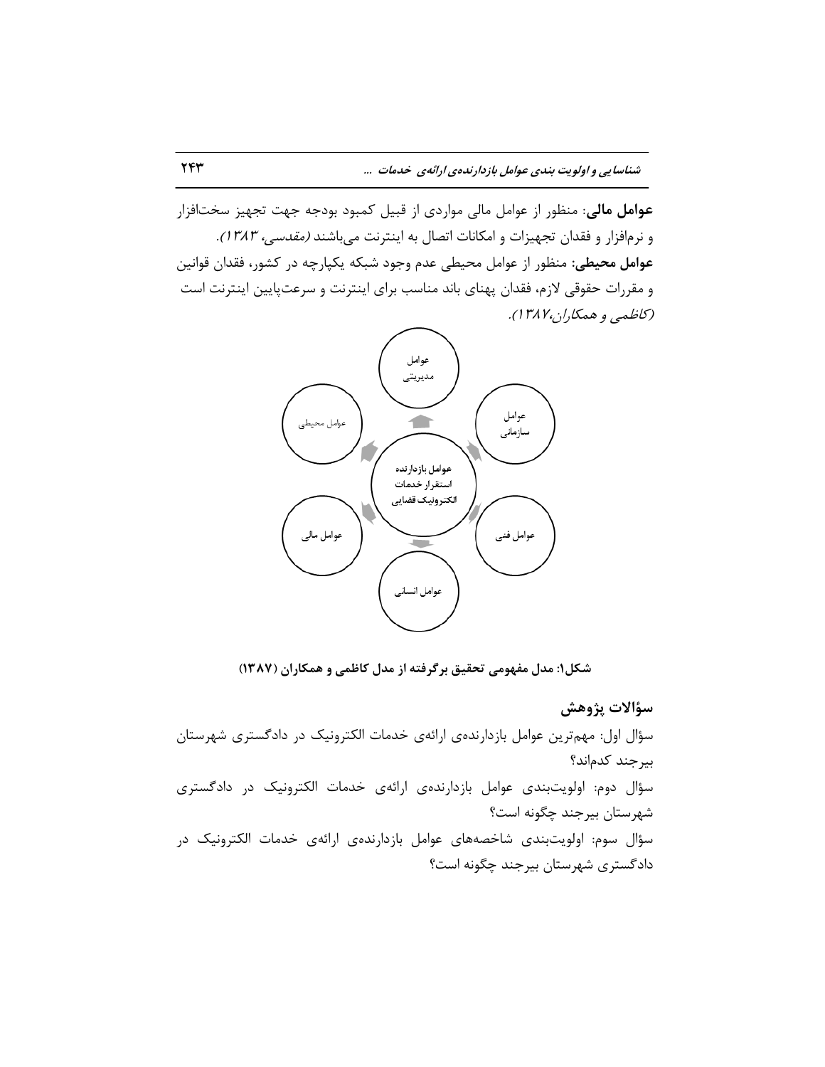**عوامل مالی**: منظور از عوامل مالی مواردی از قبیل کمبود بودجه جهت تجهیز سخت‌افزار و نرم‌افزار و فقدان تجهیزات و امکانات اتصال به اینترنت می‌باشند *(مقدسی، ۱۳۸۳)*.

**عوامل محیطی:** منظور از عوامل محیطی عدم وجود شبکه یکپارچه در کشور، فقدان قوانین و مقررات حقوقی لازم، فقدان پهنای باند مناسب برای اینترنت و سرعت‌پایین اینترنت است *(کاظمی و همکاران،۱۳۸۷)*.

عوامل مدیریتی

عوامل محیطی

عوامل سازمانی

عوامل بازدارنده استقرار خدمات الکترونیک قضایی

عوامل مالی

عوامل فنی

عوامل انسانی

**شکل۱: مدل مفهومی تحقیق برگرفته از مدل کاظمی و همکاران (۱۳۸۷)**

## سؤالات پژوهش

سؤال اول: مهم‌ترین عوامل بازدارنده‌ی ارائه‌ی خدمات الکترونیک در دادگستری شهرستان بیرجند کدم‌اند؟

سؤال دوم: اولویت‌بندی عوامل بازدارنده‌ی ارائه‌ی خدمات الکترونیک در دادگستری شهرستان بیرجند چگونه است؟

سؤال سوم: اولویت‌بندی شاخصه‌های عوامل بازدارنده‌ی ارائه‌ی خدمات الکترونیک در دادگستری شهرستان بیرجند چگونه است؟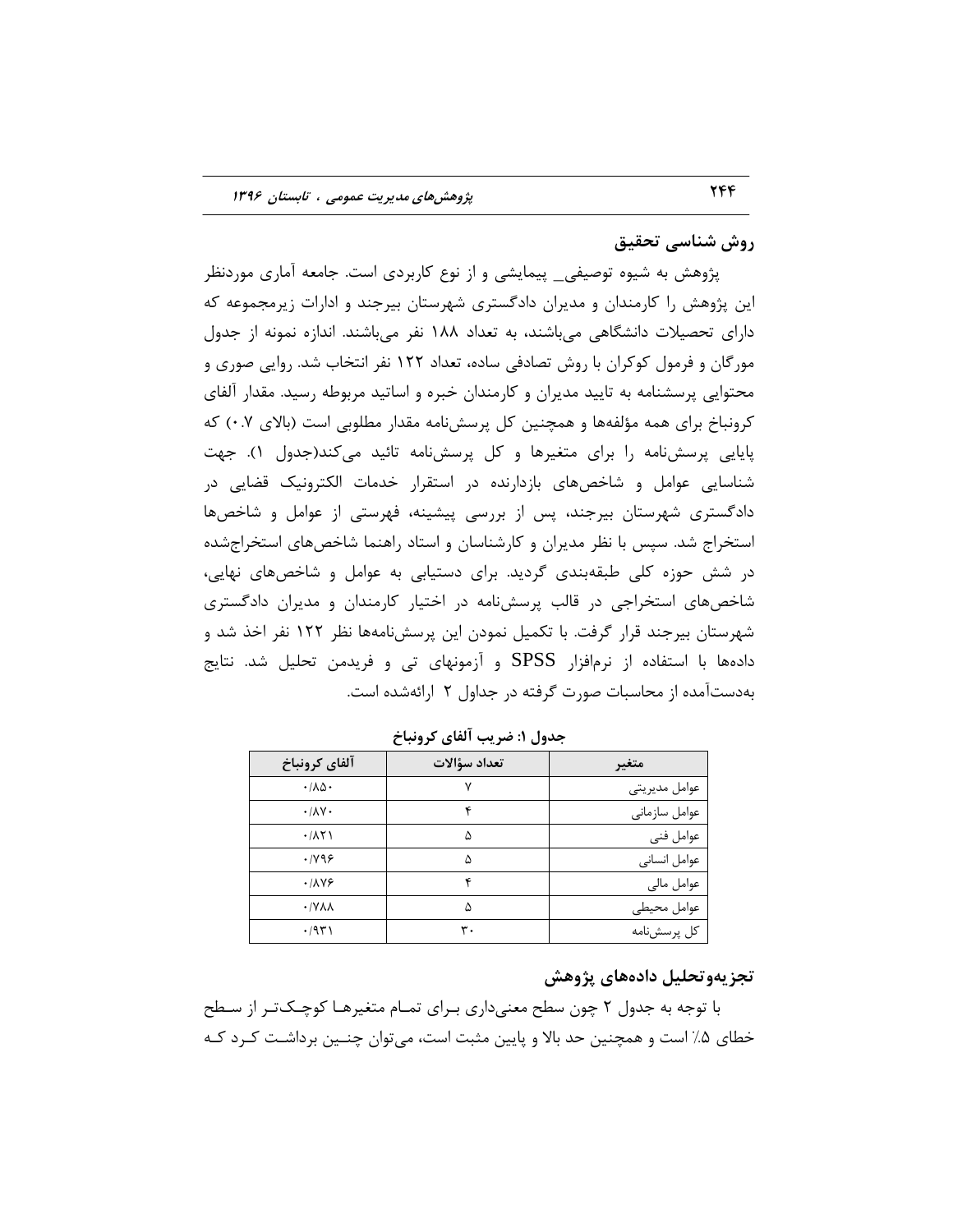## روش شناسی تحقیق

پژوهش به شیوه توصیفی_ پیمایشی و از نوع کاربردی است. جامعه آماری موردنظر این پژوهش را کارمندان و مدیران دادگستری شهرستان بیرجند و ادارات زیرمجموعه که دارای تحصیلات دانشگاهی می‌باشند، به تعداد ۱۸۸ نفر می‌باشند. اندازه نمونه از جدول مورگان و فرمول کوکران با روش تصادفی ساده، تعداد ۱۲۲ نفر انتخاب شد. روایی صوری و محتوایی پرسشنامه به تایید مدیران و کارمندان خبره و اساتید مربوطه رسید. مقدار آلفای کرونباخ برای همه مؤلفه‌ها و همچنین کل پرسش‌نامه مقدار مطلوبی است (بالای ۰.۷) که پایایی پرسش‌نامه را برای متغیرها و کل پرسش‌نامه تائید می‌کند(جدول ۱). جهت شناسایی عوامل و شاخص‌های بازدارنده در استقرار خدمات الکترونیک قضایی در دادگستری شهرستان بیرجند، پس از بررسی پیشینه، فهرستی از عوامل و شاخص‌ها استخراج شد. سپس با نظر مدیران و کارشناسان و استاد راهنما شاخص‌های استخراج‌شده در شش حوزه کلی طبقه‌بندی گردید. برای دستیابی به عوامل و شاخص‌های نهایی، شاخص‌های استخراجی در قالب پرسش‌نامه در اختیار کارمندان و مدیران دادگستری شهرستان بیرجند قرار گرفت. با تکمیل نمودن این پرسش‌نامه‌ها نظر ۱۲۲ نفر اخذ شد و داده‌ها با استفاده از نرم‌افزار SPSS و آزمونهای تی و فریدمن تحلیل شد. نتایج به‌دست‌آمده از محاسبات صورت گرفته در جداول ۲ ارائه‌شده است.

**جدول ۱: ضریب آلفای کرونباخ**

| متغیر | تعداد سؤالات | آلفای کرونباخ |
|---|---|---|
| عوامل مدیریتی | ۷ | ۰/۸۵۰ |
| عوامل سازمانی | ۴ | ۰/۸۷۰ |
| عوامل فنی | ۵ | ۰/۸۲۱ |
| عوامل انسانی | ۵ | ۰/۷۹۶ |
| عوامل مالی | ۴ | ۰/۸۷۶ |
| عوامل محیطی | ۵ | ۰/۷۸۸ |
| کل پرسش‌نامه | ۳۰ | ۰/۹۳۱ |

## تجزیه‌وتحلیل داده‌های پژوهش

با توجه به جدول ۲ چون سطح معنی‌داری برای تمام متغیرها کوچک‌تر از سطح خطای ۵٪ است و همچنین حد بالا و پایین مثبت است، می‌توان چنین برداشت کرد که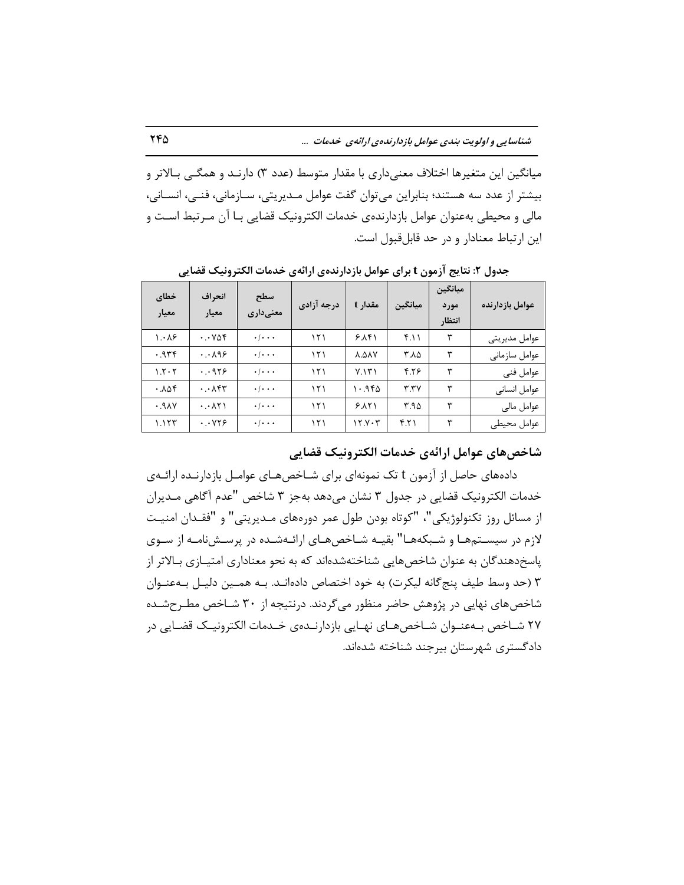میانگین این متغیرها اختلاف معنی‌داری با مقدار متوسط (عدد ۳) دارند و همگی بالاتر و بیشتر از عدد سه هستند؛ بنابراین می‌توان گفت عوامل مدیریتی، سازمانی، فنی، انسانی، مالی و محیطی به‌عنوان عوامل بازدارنده‌ی خدمات الکترونیک قضایی با آن مرتبط است و این ارتباط معنادار و در حد قابل‌قبول است.

**جدول ۲: نتایج آزمون t برای عوامل بازدارنده‌ی ارائه‌ی خدمات الکترونیک قضایی**

| عوامل بازدارنده | میانگین مورد انتظار | میانگین | مقدار t | درجه آزادی | سطح معنی‌داری | انحراف معیار | خطای معیار |
| --- | --- | --- | --- | --- | --- | --- | --- |
| عوامل مدیریتی | ۳ | ۴.۱۱ | ۶.۸۴۱ | ۱۲۱ | ۰/۰۰۰ | ۰.۰۷۵۴ | ۱.۰۸۶ |
| عوامل سازمانی | ۳ | ۳.۸۵ | ۸.۵۸۷ | ۱۲۱ | ۰/۰۰۰ | ۰.۰۸۹۶ | ۰.۹۳۴ |
| عوامل فنی | ۳ | ۴.۲۶ | ۷.۱۳۱ | ۱۲۱ | ۰/۰۰۰ | ۰.۰۹۲۶ | ۱.۲۰۲ |
| عوامل انسانی | ۳ | ۳.۳۷ | ۱۰.۹۴۵ | ۱۲۱ | ۰/۰۰۰ | ۰.۰۸۴۳ | ۰.۸۵۴ |
| عوامل مالی | ۳ | ۳.۹۵ | ۶.۸۲۱ | ۱۲۱ | ۰/۰۰۰ | ۰.۰۸۲۱ | ۰.۹۸۷ |
| عوامل محیطی | ۳ | ۴.۲۱ | ۱۲.۷۰۳ | ۱۲۱ | ۰/۰۰۰ | ۰.۰۷۲۶ | ۱.۱۲۳ |

## شاخص‌های عوامل ارائه‌ی خدمات الکترونیک قضایی

داده‌های حاصل از آزمون t تک نمونه‌ای برای شاخص‌های عوامل بازدارنده ارائه‌ی خدمات الکترونیک قضایی در جدول ۳ نشان می‌دهد به‌جز ۳ شاخص "عدم آگاهی مدیران از مسائل روز تکنولوژیکی"، "کوتاه بودن طول عمر دوره‌های مدیریتی" و "فقدان امنیت لازم در سیستم‌ها و شبکه‌ها" بقیه شاخص‌های ارائه‌شده در پرسش‌نامه از سوی پاسخ‌دهندگان به عنوان شاخص‌هایی شناخته‌شده‌اند که به نحو معناداری امتیازی بالاتر از ۳ (حد وسط طیف پنج‌گانه لیکرت) به خود اختصاص داده‌اند. به همین دلیل به‌عنوان شاخص‌های نهایی در پژوهش حاضر منظور می‌گردند. درنتیجه از ۳۰ شاخص مطرح‌شده ۲۷ شاخص به‌عنوان شاخص‌های نهایی بازدارنده‌ی خدمات الکترونیک قضایی در دادگستری شهرستان بیرجند شناخته شده‌اند.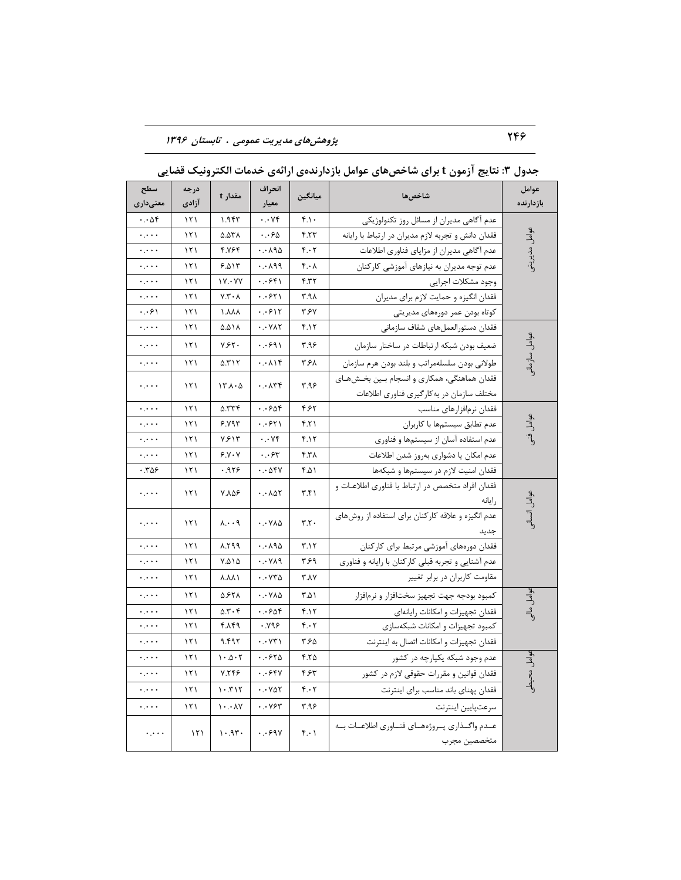**جدول ۳: نتایج آزمون t برای شاخص‌های عوامل بازدارنده‌ی ارائه‌ی خدمات الکترونیک قضایی**

| عوامل بازدارنده | شاخص‌ها | میانگین | انحراف معیار | مقدار t | درجه آزادی | سطح معنی‌داری |
|---|---|---|---|---|---|---|
| عوامل مدیریتی | عدم آگاهی مدیران از مسائل روز تکنولوژیکی | ۴.۱۰ | ۰.۰۷۴ | ۱.۹۴۳ | ۱۲۱ | ۰.۰۵۴ |
| | فقدان دانش و تجربه لازم مدیران در ارتباط با رایانه | ۴.۲۳ | ۰.۰۶۵ | ۵.۵۳۸ | ۱۲۱ | ۰.۰۰۰ |
| | عدم آگاهی مدیران از مزایای فناوری اطلاعات | ۴.۰۲ | ۰.۰۸۹۵ | ۴.۷۶۴ | ۱۲۱ | ۰.۰۰۰ |
| | عدم توجه مدیران به نیازهای آموزشی کارکنان | ۴.۰۸ | ۰.۰۸۹۹ | ۶.۵۱۳ | ۱۲۱ | ۰.۰۰۰ |
| | وجود مشکلات اجرایی | ۴.۳۲ | ۰.۰۶۴۱ | ۱۷.۰۷۷ | ۱۲۱ | ۰.۰۰۰ |
| | فقدان انگیزه و حمایت لازم برای مدیران | ۳.۹۸ | ۰.۰۶۲۱ | ۷.۳۰۸ | ۱۲۱ | ۰.۰۰۰ |
| | کوتاه بودن عمر دوره‌های مدیریتی | ۳.۶۷ | ۰.۰۶۱۲ | ۱.۸۸۸ | ۱۲۱ | ۰.۰۶۱ |
| عوامل سازمانی | فقدان دستورالعمل‌های شفاف سازمانی | ۴.۱۲ | ۰.۰۷۸۲ | ۵.۵۱۸ | ۱۲۱ | ۰.۰۰۰ |
| | ضعیف بودن شبکه ارتباطات در ساختار سازمان | ۳.۹۶ | ۰.۰۶۹۱ | ۷.۶۲۰ | ۱۲۱ | ۰.۰۰۰ |
| | طولانی بودن سلسله‌مراتب و بلند بودن هرم سازمان | ۳.۶۸ | ۰.۰۸۱۴ | ۵.۳۱۲ | ۱۲۱ | ۰.۰۰۰ |
| | فقدان هماهنگی، همکاری و انسجام بین بخش‌های مختلف سازمان در به‌کارگیری فناوری اطلاعات | ۳.۹۶ | ۰.۰۸۳۴ | ۱۳.۸۰۵ | ۱۲۱ | ۰.۰۰۰ |
| عوامل فنی | فقدان نرم‌افزارهای مناسب | ۴.۶۲ | ۰.۰۶۵۴ | ۵.۳۳۴ | ۱۲۱ | ۰.۰۰۰ |
| | عدم تطابق سیستم‌ها با کاربران | ۴.۲۱ | ۰.۰۶۲۱ | ۶.۷۹۳ | ۱۲۱ | ۰.۰۰۰ |
| | عدم استفاده آسان از سیستم‌ها و فناوری | ۴.۱۲ | ۰.۰۷۴ | ۷.۶۱۳ | ۱۲۱ | ۰.۰۰۰ |
| | عدم امکان یا دشواری به‌روز شدن اطلاعات | ۴.۳۸ | ۰.۰۶۳ | ۶.۷۰۷ | ۱۲۱ | ۰.۰۰۰ |
| | فقدان امنیت لازم در سیستم‌ها و شبکه‌ها | ۴.۵۱ | ۰.۰۵۴۷ | ۰.۹۲۶ | ۱۲۱ | ۰.۳۵۶ |
| عوامل انسانی | فقدان افراد متخصص در ارتباط با فناوری اطلاعات و رایانه | ۳.۴۱ | ۰.۰۸۵۲ | ۷.۸۵۶ | ۱۲۱ | ۰.۰۰۰ |
| | عدم انگیزه و علاقه کارکنان برای استفاده از روش‌های جدید | ۳.۲۰ | ۰.۰۷۸۵ | ۸.۰۰۹ | ۱۲۱ | ۰.۰۰۰ |
| | فقدان دوره‌های آموزشی مرتبط برای کارکنان | ۳.۱۲ | ۰.۰۸۹۵ | ۸.۲۹۹ | ۱۲۱ | ۰.۰۰۰ |
| | عدم آشنایی و تجربه قبلی کارکنان با رایانه و فناوری | ۳.۶۹ | ۰.۰۷۸۹ | ۷.۵۱۵ | ۱۲۱ | ۰.۰۰۰ |
| | مقاومت کاربران در برابر تغییر | ۳.۸۷ | ۰.۰۷۳۵ | ۸.۸۸۱ | ۱۲۱ | ۰.۰۰۰ |
| عوامل مالی | کمبود بودجه جهت تجهیز سخت‌افزار و نرم‌افزار | ۳.۵۱ | ۰.۰۷۸۵ | ۵.۶۲۸ | ۱۲۱ | ۰.۰۰۰ |
| | فقدان تجهیزات و امکانات رایانه‌ای | ۴.۱۲ | ۰.۰۶۵۴ | ۵.۳۰۴ | ۱۲۱ | ۰.۰۰۰ |
| | کمبود تجهیزات و امکانات شبکه‌سازی | ۴.۰۲ | ۰.۷۹۶ | ۴.۸۴۹ | ۱۲۱ | ۰.۰۰۰ |
| | فقدان تجهیزات و امکانات اتصال به اینترنت | ۳.۶۵ | ۰.۰۷۳۱ | ۹.۴۹۲ | ۱۲۱ | ۰.۰۰۰ |
| عوامل محیطی | عدم وجود شبکه یکپارچه در کشور | ۴.۲۵ | ۰.۰۶۲۵ | ۱۰.۵۰۲ | ۱۲۱ | ۰.۰۰۰ |
| | فقدان قوانین و مقررات حقوقی لازم در کشور | ۴.۶۳ | ۰.۰۶۴۷ | ۷.۲۴۶ | ۱۲۱ | ۰.۰۰۰ |
| | فقدان پهنای باند مناسب برای اینترنت | ۴.۰۲ | ۰.۰۷۵۲ | ۱۰.۳۱۲ | ۱۲۱ | ۰.۰۰۰ |
| | سرعت‌پایین اینترنت | ۳.۹۶ | ۰.۰۷۶۳ | ۱۰.۰۸۷ | ۱۲۱ | ۰.۰۰۰ |
| | عدم واگذاری پروژه‌های فناوری اطلاعات به متخصصین مجرب | ۴.۰۱ | ۰.۰۶۹۷ | ۱۰.۹۳۰ | ۱۲۱ | ۰.۰۰۰ |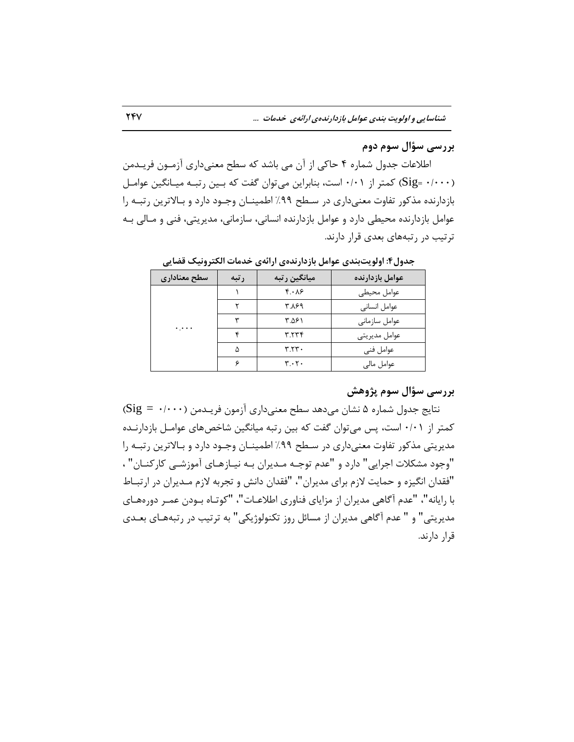### بررسی سؤال سوم دوم

اطلاعات جدول شماره ۴ حاکی از آن می باشد که سطح معنی‌داری آزمـون فریـدمن (Sig= ۰/۰۰۰) کمتر از ۰/۰۱ است، بنابراین می‌توان گفت که بـین رتبـه میـانگین عوامـل بازدارنده مذکور تفاوت معنی‌داری در سـطح ۹۹٪ اطمینـان وجـود دارد و بـالاترین رتبـه را عوامل بازدارنده محیطی دارد و عوامل بازدارنده انسانی، سازمانی، مدیریتی، فنی و مـالی بـه ترتیب در رتبه‌های بعدی قرار دارند.

**جدول۴: اولویت‌بندی عوامل بازدارنده‌ی ارائه‌ی خدمات الکترونیک قضایی**

| عوامل بازدارنده | میانگین رتبه | رتبه | سطح معناداری |
|---|---|---|---|
| عوامل محیطی | ۴.۰۸۶ | ۱ | ۰.۰۰۰ |
| عوامل انسانی | ۳.۸۶۹ | ۲ | |
| عوامل سازمانی | ۳.۵۶۱ | ۳ | |
| عوامل مدیریتی | ۳.۲۳۴ | ۴ | |
| عوامل فنی | ۳.۲۳۰ | ۵ | |
| عوامل مالی | ۳.۰۲۰ | ۶ | |

### بررسی سؤال سوم پژوهش

نتایج جدول شماره ۵ نشان می‌دهد سطح معنی‌داری آزمون فریـدمن (Sig = ۰/۰۰۰) کمتر از ۰/۰۱ است، پس می‌توان گفت که بین رتبه میانگین شاخص‌های عوامـل بازدارنـده مدیریتی مذکور تفاوت معنی‌داری در سـطح ۹۹٪ اطمینـان وجـود دارد و بـالاترین رتبـه را "وجود مشکلات اجرایی" دارد و "عدم توجـه مـدیران بـه نیـازهـای آموزشـی کارکنـان" ، "فقدان انگیزه و حمایت لازم برای مدیران"، "فقدان دانش و تجربه لازم مـدیران در ارتبـاط با رایانه"، "عدم آگاهی مدیران از مزایای فناوری اطلاعـات"، "کوتـاه بـودن عمـر دوره‌هـای مدیریتی" و " عدم آگاهی مدیران از مسائل روز تکنولوژیکی" به ترتیب در رتبه‌هـای بعـدی قرار دارند.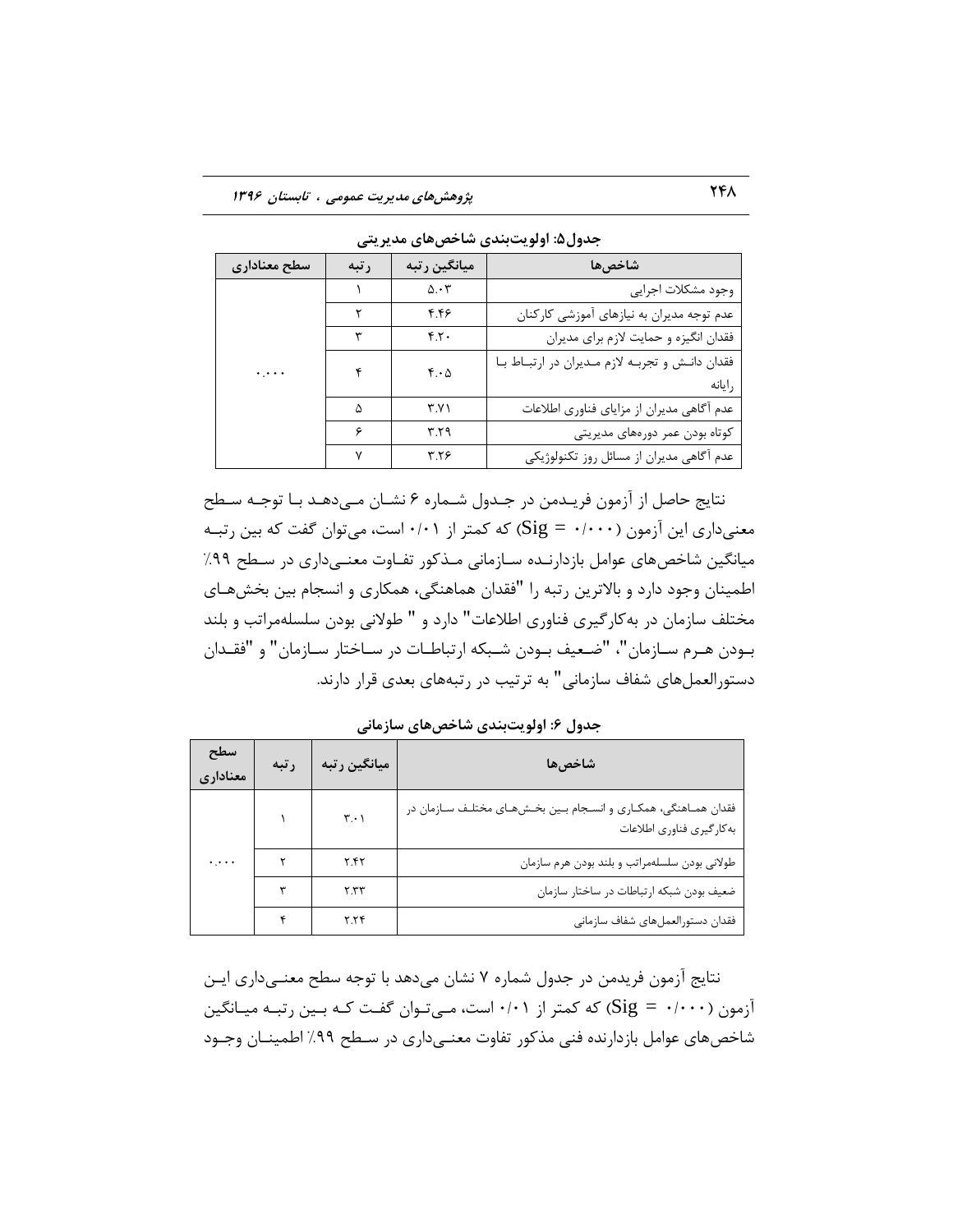**جدول۵: اولویت‌بندی شاخص‌های مدیریتی**

| شاخص‌ها | میانگین رتبه | رتبه | سطح معناداری |
|---|---|---|---|
| وجود مشکلات اجرایی | ۵.۰۳ | ۱ | ۰.۰۰۰ |
| عدم توجه مدیران به نیازهای آموزشی کارکنان | ۴.۴۶ | ۲ | |
| فقدان انگیزه و حمایت لازم برای مدیران | ۴.۲۰ | ۳ | |
| فقدان دانش و تجربه لازم مدیران در ارتباط با رایانه | ۴.۰۵ | ۴ | |
| عدم آگاهی مدیران از مزایای فناوری اطلاعات | ۳.۷۱ | ۵ | |
| کوتاه بودن عمر دوره‌های مدیریتی | ۳.۲۹ | ۶ | |
| عدم آگاهی مدیران از مسائل روز تکنولوژیکی | ۳.۲۶ | ۷ | |

نتایج حاصل از آزمون فریدمن در جدول شماره ۶ نشان می‌دهد با توجه سطح معنی‌داری این آزمون (Sig = ۰/۰۰۰) که کمتر از ۰/۰۱ است، می‌توان گفت که بین رتبه میانگین شاخص‌های عوامل بازدارنده سازمانی مذکور تفاوت معنی‌داری در سطح ۹۹٪ اطمینان وجود دارد و بالاترین رتبه را "فقدان هماهنگی، همکاری و انسجام بین بخش‌های مختلف سازمان در به‌کارگیری فناوری اطلاعات" دارد و " طولانی بودن سلسله‌مراتب و بلند بودن هرم سازمان"، "ضعیف بودن شبکه ارتباطات در ساختار سازمان" و "فقدان دستورالعمل‌های شفاف سازمانی" به ترتیب در رتبه‌های بعدی قرار دارند.

**جدول ۶: اولویت‌بندی شاخص‌های سازمانی**

| شاخص‌ها | میانگین رتبه | رتبه | سطح معناداری |
|---|---|---|---|
| فقدان هماهنگی، همکاری و انسجام بین بخش‌های مختلف سازمان در به‌کارگیری فناوری اطلاعات | ۳.۰۱ | ۱ | ۰.۰۰۰ |
| طولانی بودن سلسله‌مراتب و بلند بودن هرم سازمان | ۲.۴۲ | ۲ | |
| ضعیف بودن شبکه ارتباطات در ساختار سازمان | ۲.۳۳ | ۳ | |
| فقدان دستورالعمل‌های شفاف سازمانی | ۲.۲۴ | ۴ | |

نتایج آزمون فریدمن در جدول شماره ۷ نشان می‌دهد با توجه سطح معنی‌داری این آزمون (Sig = ۰/۰۰۰) که کمتر از ۰/۰۱ است، می‌توان گفت که بین رتبه میانگین شاخص‌های عوامل بازدارنده فنی مذکور تفاوت معنی‌داری در سطح ۹۹٪ اطمینان وجود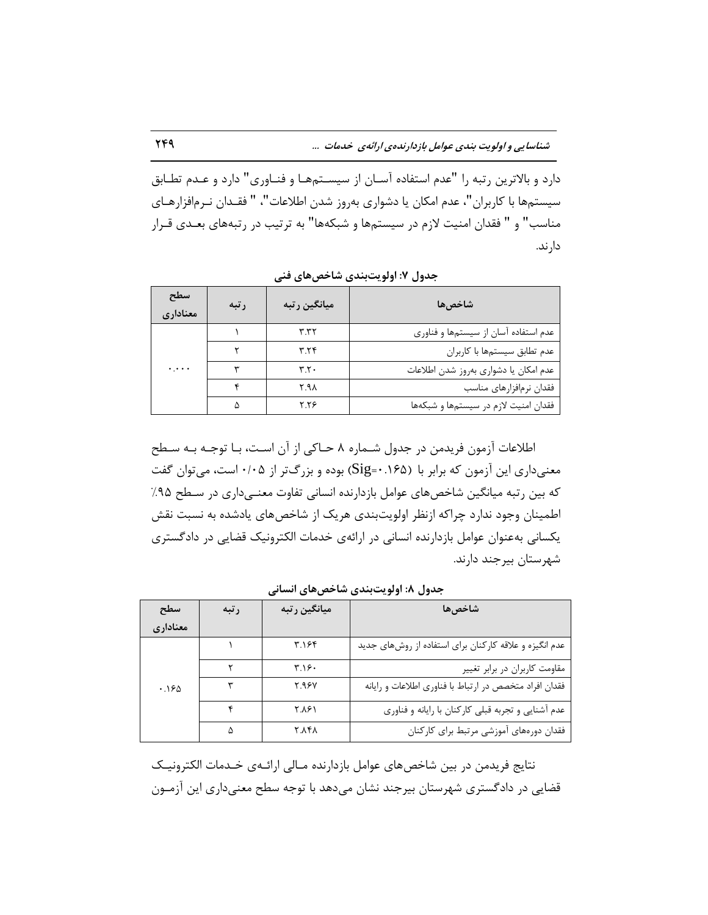دارد و بالاترین رتبه را "عدم استفاده آسان از سیستم‌ها و فناوری" دارد و عدم تطابق سیستم‌ها با کاربران"، عدم امکان یا دشواری به‌روز شدن اطلاعات"، " فقدان نرم‌افزارهای مناسب" و " فقدان امنیت لازم در سیستم‌ها و شبکه‌ها" به ترتیب در رتبه‌های بعدی قرار دارند.

**جدول ۷: اولویت‌بندی شاخص‌های فنی**

| شاخص‌ها | میانگین رتبه | رتبه | سطح معناداری |
|---|---|---|---|
| عدم استفاده آسان از سیستم‌ها و فناوری | ۳.۳۲ | ۱ | ۰.۰۰۰ |
| عدم تطابق سیستم‌ها با کاربران | ۳.۲۴ | ۲ | |
| عدم امکان یا دشواری به‌روز شدن اطلاعات | ۳.۲۰ | ۳ | |
| فقدان نرم‌افزارهای مناسب | ۲.۹۸ | ۴ | |
| فقدان امنیت لازم در سیستم‌ها و شبکه‌ها | ۲.۲۶ | ۵ | |

اطلاعات آزمون فریدمن در جدول شماره ۸ حاکی از آن است، با توجه به سطح معنی‌داری این آزمون که برابر با (Sig=۰.۱۶۵) بوده و بزرگ‌تر از ۰/۰۵ است، می‌توان گفت که بین رتبه میانگین شاخص‌های عوامل بازدارنده انسانی تفاوت معنی‌داری در سطح ۹۵٪ اطمینان وجود ندارد چراکه ازنظر اولویت‌بندی هریک از شاخص‌های یادشده به نسبت نقش یکسانی به‌عنوان عوامل بازدارنده انسانی در ارائه‌ی خدمات الکترونیک قضایی در دادگستری شهرستان بیرجند دارند.

**جدول ۸: اولویت‌بندی شاخص‌های انسانی**

| شاخص‌ها | میانگین رتبه | رتبه | سطح معناداری |
|---|---|---|---|
| عدم انگیزه و علاقه کارکنان برای استفاده از روش‌های جدید | ۳.۱۶۴ | ۱ | ۰.۱۶۵ |
| مقاومت کاربران در برابر تغییر | ۳.۱۶۰ | ۲ | |
| فقدان افراد متخصص در ارتباط با فناوری اطلاعات و رایانه | ۲.۹۶۷ | ۳ | |
| عدم آشنایی و تجربه قبلی کارکنان با رایانه و فناوری | ۲.۸۶۱ | ۴ | |
| فقدان دوره‌های آموزشی مرتبط برای کارکنان | ۲.۸۴۸ | ۵ | |

نتایج فریدمن در بین شاخص‌های عوامل بازدارنده مالی ارائه‌ی خدمات الکترونیک قضایی در دادگستری شهرستان بیرجند نشان می‌دهد با توجه سطح معنی‌داری این آزمون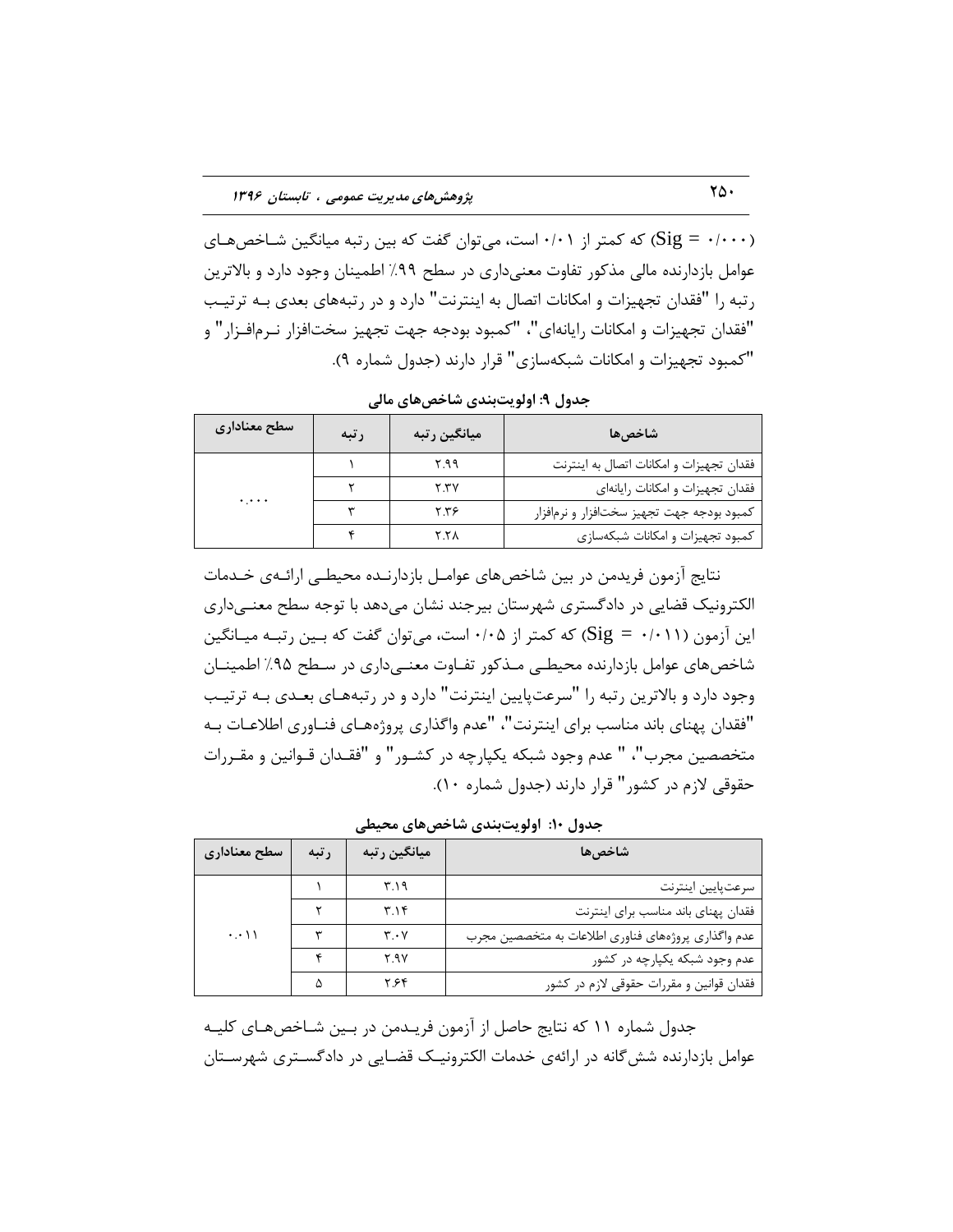(Sig = ۰/۰۰۰) که کمتر از ۰/۰۱ است، می‌توان گفت که بین رتبه میانگین شاخص‌های عوامل بازدارنده مالی مذکور تفاوت معنی‌داری در سطح ۹۹٪ اطمینان وجود دارد و بالاترین رتبه را "فقدان تجهیزات و امکانات اتصال به اینترنت" دارد و در رتبه‌های بعدی به ترتیب "فقدان تجهیزات و امکانات رایانه‌ای"، "کمبود بودجه جهت تجهیز سخت‌افزار نرم‌افزار" و "کمبود تجهیزات و امکانات شبکه‌سازی" قرار دارند (جدول شماره ۹).

**جدول ۹: اولویت‌بندی شاخص‌های مالی**

| شاخص‌ها | میانگین رتبه | رتبه | سطح معناداری |
|---|---|---|---|
| فقدان تجهیزات و امکانات اتصال به اینترنت | ۲.۹۹ | ۱ | ۰.۰۰۰ |
| فقدان تجهیزات و امکانات رایانه‌ای | ۲.۳۷ | ۲ | |
| کمبود بودجه جهت تجهیز سخت‌افزار و نرم‌افزار | ۲.۳۶ | ۳ | |
| کمبود تجهیزات و امکانات شبکه‌سازی | ۲.۲۸ | ۴ | |

نتایج آزمون فریدمن در بین شاخص‌های عوامل بازدارنده محیطی ارائه‌ی خدمات الکترونیک قضایی در دادگستری شهرستان بیرجند نشان می‌دهد با توجه سطح معنی‌داری این آزمون (Sig = ۰/۰۱۱) که کمتر از ۰/۰۵ است، می‌توان گفت که بین رتبه میانگین شاخص‌های عوامل بازدارنده محیطی مذکور تفاوت معنی‌داری در سطح ۹۵٪ اطمینان وجود دارد و بالاترین رتبه را "سرعت‌پایین اینترنت" دارد و در رتبه‌های بعدی به ترتیب "فقدان پهنای باند مناسب برای اینترنت"، "عدم واگذاری پروژه‌های فناوری اطلاعات به متخصصین مجرب"، " عدم وجود شبکه یکپارچه در کشور" و "فقدان قوانین و مقررات حقوقی لازم در کشور" قرار دارند (جدول شماره ۱۰).

**جدول ۱۰: اولویت‌بندی شاخص‌های محیطی**

| شاخص‌ها | میانگین رتبه | رتبه | سطح معناداری |
|---|---|---|---|
| سرعت‌پایین اینترنت | ۳.۱۹ | ۱ | ۰.۰۱۱ |
| فقدان پهنای باند مناسب برای اینترنت | ۳.۱۴ | ۲ | |
| عدم واگذاری پروژه‌های فناوری اطلاعات به متخصصین مجرب | ۳.۰۷ | ۳ | |
| عدم وجود شبکه یکپارچه در کشور | ۲.۹۷ | ۴ | |
| فقدان قوانین و مقررات حقوقی لازم در کشور | ۲.۶۴ | ۵ | |

جدول شماره ۱۱ که نتایج حاصل از آزمون فریدمن در بین شاخص‌های کلیه عوامل بازدارنده شش‌گانه در ارائه‌ی خدمات الکترونیک قضایی در دادگستری شهرستان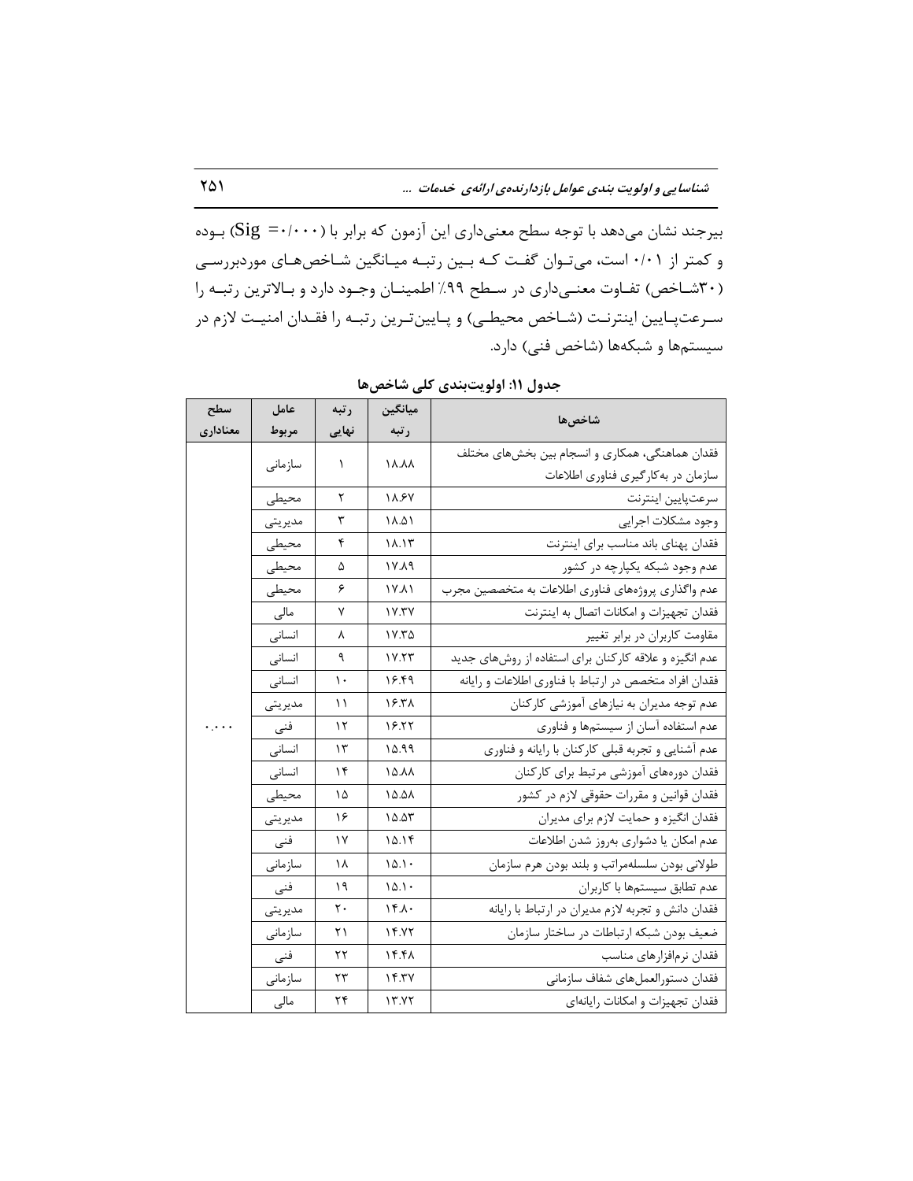بیرجند نشان می‌دهد با توجه سطح معنی‌داری این آزمون که برابر با (Sig =۰/۰۰۰) بوده و کمتر از ۰/۰۱ است، می‌توان گفت که بین رتبه میانگین شاخص‌های موردبررسی (۳۰شاخص) تفاوت معنی‌داری در سطح ۹۹٪ اطمینان وجود دارد و بالاترین رتبه را سرعت‌پایین اینترنت (شاخص محیطی) و پایین‌ترین رتبه را فقدان امنیت لازم در سیستم‌ها و شبکه‌ها (شاخص فنی) دارد.

**جدول ۱۱: اولویت‌بندی کلی شاخص‌ها**

| شاخص‌ها | میانگین رتبه | رتبه نهایی | عامل مربوط | سطح معناداری |
|---|---|---|---|---|
| فقدان هماهنگی، همکاری و انسجام بین بخش‌های مختلف سازمان در به‌کارگیری فناوری اطلاعات | ۱۸.۸۸ | ۱ | سازمانی | ۰.۰۰۰ |
| سرعت‌پایین اینترنت | ۱۸.۶۷ | ۲ | محیطی | |
| وجود مشکلات اجرایی | ۱۸.۵۱ | ۳ | مدیریتی | |
| فقدان پهنای باند مناسب برای اینترنت | ۱۸.۱۳ | ۴ | محیطی | |
| عدم وجود شبکه یکپارچه در کشور | ۱۷.۸۹ | ۵ | محیطی | |
| عدم واگذاری پروژه‌های فناوری اطلاعات به متخصصین مجرب | ۱۷.۸۱ | ۶ | محیطی | |
| فقدان تجهیزات و امکانات اتصال به اینترنت | ۱۷.۳۷ | ۷ | مالی | |
| مقاومت کاربران در برابر تغییر | ۱۷.۳۵ | ۸ | انسانی | |
| عدم انگیزه و علاقه کارکنان برای استفاده از روش‌های جدید | ۱۷.۲۳ | ۹ | انسانی | |
| فقدان افراد متخصص در ارتباط با فناوری اطلاعات و رایانه | ۱۶.۴۹ | ۱۰ | انسانی | |
| عدم توجه مدیران به نیازهای آموزشی کارکنان | ۱۶.۳۸ | ۱۱ | مدیریتی | |
| عدم استفاده آسان از سیستم‌ها و فناوری | ۱۶.۲۲ | ۱۲ | فنی | |
| عدم آشنایی و تجربه قبلی کارکنان با رایانه و فناوری | ۱۵.۹۹ | ۱۳ | انسانی | |
| فقدان دوره‌های آموزشی مرتبط برای کارکنان | ۱۵.۸۸ | ۱۴ | انسانی | |
| فقدان قوانین و مقررات حقوقی لازم در کشور | ۱۵.۵۸ | ۱۵ | محیطی | |
| فقدان انگیزه و حمایت لازم برای مدیران | ۱۵.۵۳ | ۱۶ | مدیریتی | |
| عدم امکان یا دشواری به‌روز شدن اطلاعات | ۱۵.۱۴ | ۱۷ | فنی | |
| طولانی بودن سلسله‌مراتب و بلند بودن هرم سازمان | ۱۵.۱۰ | ۱۸ | سازمانی | |
| عدم تطابق سیستم‌ها با کاربران | ۱۵.۱۰ | ۱۹ | فنی | |
| فقدان دانش و تجربه لازم مدیران در ارتباط با رایانه | ۱۴.۸۰ | ۲۰ | مدیریتی | |
| ضعیف بودن شبکه ارتباطات در ساختار سازمان | ۱۴.۷۲ | ۲۱ | سازمانی | |
| فقدان نرم‌افزارهای مناسب | ۱۴.۴۸ | ۲۲ | فنی | |
| فقدان دستورالعمل‌های شفاف سازمانی | ۱۴.۳۷ | ۲۳ | سازمانی | |
| فقدان تجهیزات و امکانات رایانه‌ای | ۱۳.۷۲ | ۲۴ | مالی | |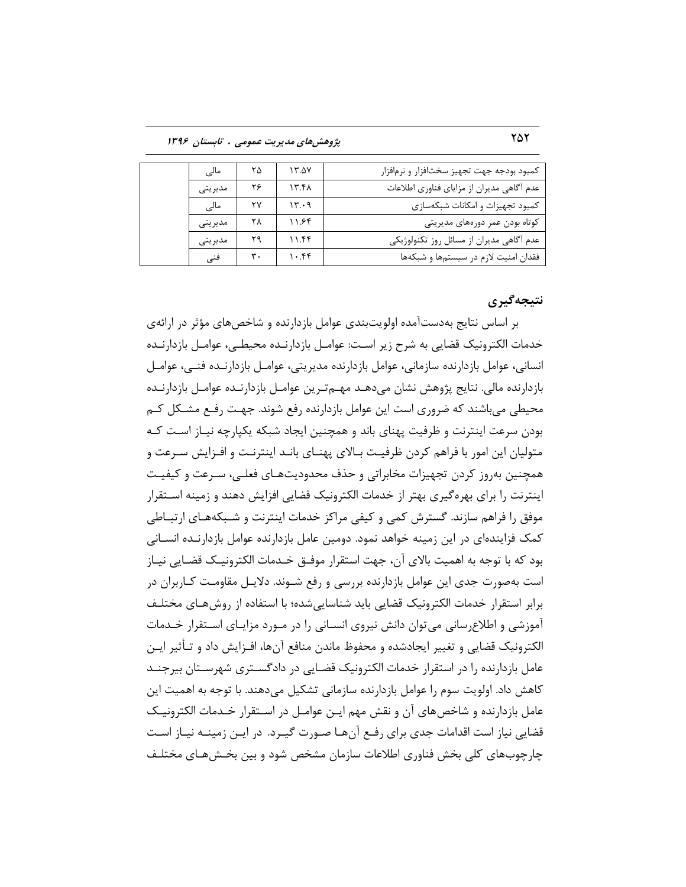| کمبود بودجه جهت تجهیز سخت‌افزار و نرم‌افزار | ۱۳.۵۷ | ۲۵ | مالی | |
|---|---|---|---|---|
| عدم آگاهی مدیران از مزایای فناوری اطلاعات | ۱۳.۴۸ | ۲۶ | مدیریتی | |
| کمبود تجهیزات و امکانات شبکه‌سازی | ۱۳.۰۹ | ۲۷ | مالی | |
| کوتاه بودن عمر دوره‌های مدیریتی | ۱۱.۶۴ | ۲۸ | مدیریتی | |
| عدم آگاهی مدیران از مسائل روز تکنولوژیکی | ۱۱.۴۴ | ۲۹ | مدیریتی | |
| فقدان امنیت لازم در سیستم‌ها و شبکه‌ها | ۱۰.۴۴ | ۳۰ | فنی | |

## نتیجه‌گیری

بر اساس نتایج به‌دست‌آمده اولویت‌بندی عوامل بازدارنده و شاخص‌های مؤثر در ارائه‌ی خدمات الکترونیک قضایی به شرح زیر است: عوامل بازدارنده محیطی، عوامل بازدارنده انسانی، عوامل بازدارنده سازمانی، عوامل بازدارنده مدیریتی، عوامل بازدارنده فنی، عوامل بازدارنده مالی. نتایج پژوهش نشان می‌دهد مهم‌ترین عوامل بازدارنده عوامل بازدارنده محیطی می‌باشند که ضروری است این عوامل بازدارنده رفع شوند. جهت رفع مشکل کم بودن سرعت اینترنت و ظرفیت پهنای باند و همچنین ایجاد شبکه یکپارچه نیاز است که متولیان این امور با فراهم کردن ظرفیت بالای پهنای باند اینترنت و افزایش سرعت و همچنین به‌روز کردن تجهیزات مخابراتی و حذف محدودیت‌های فعلی، سرعت و کیفیت اینترنت را برای بهره‌گیری بهتر از خدمات الکترونیک قضایی افزایش دهند و زمینه استقرار موفق را فراهم سازند. گسترش کمی و کیفی مراکز خدمات اینترنت و شبکه‌های ارتباطی کمک فزاینده‌ای در این زمینه خواهد نمود. دومین عامل بازدارنده عوامل بازدارنده انسانی بود که با توجه به اهمیت بالای آن، جهت استقرار موفق خدمات الکترونیک قضایی نیاز است به‌صورت جدی این عوامل بازدارنده بررسی و رفع شوند. دلایل مقاومت کاربران در برابر استقرار خدمات الکترونیک قضایی باید شناسایی‌شده؛ با استفاده از روش‌های مختلف آموزشی و اطلاع‌رسانی می‌توان دانش نیروی انسانی را در مورد مزایای استقرار خدمات الکترونیک قضایی و تغییر ایجادشده و محفوظ ماندن منافع آن‌ها، افزایش داد و تأثیر این عامل بازدارنده را در استقرار خدمات الکترونیک قضایی در دادگستری شهرستان بیرجند کاهش داد. اولویت سوم را عوامل بازدارنده سازمانی تشکیل می‌دهند. با توجه به اهمیت این عامل بازدارنده و شاخص‌های آن و نقش مهم این عوامل در استقرار خدمات الکترونیک قضایی نیاز است اقدامات جدی برای رفع آن‌ها صورت گیرد. در این زمینه نیاز است چارچوب‌های کلی بخش فناوری اطلاعات سازمان مشخص شود و بین بخش‌های مختلف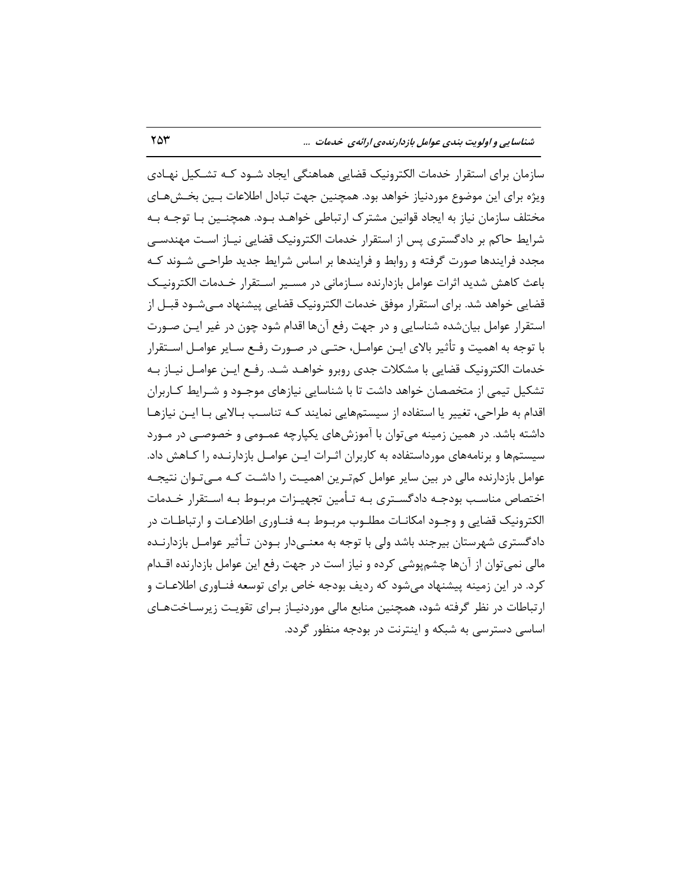سازمان برای استقرار خدمات الکترونیک قضایی هماهنگی ایجاد شود که تشکیل نهادی ویژه برای این موضوع موردنیاز خواهد بود. همچنین جهت تبادل اطلاعات بین بخش‌های مختلف سازمان نیاز به ایجاد قوانین مشترک ارتباطی خواهد بود. همچنین با توجه به شرایط حاکم بر دادگستری پس از استقرار خدمات الکترونیک قضایی نیاز است مهندسی مجدد فرایندها صورت گرفته و روابط و فرایندها بر اساس شرایط جدید طراحی شوند که باعث کاهش شدید اثرات عوامل بازدارنده سازمانی در مسیر استقرار خدمات الکترونیک قضایی خواهد شد. برای استقرار موفق خدمات الکترونیک قضایی پیشنهاد می‌شود قبل از استقرار عوامل بیان‌شده شناسایی و در جهت رفع آن‌ها اقدام شود چون در غیر این صورت با توجه به اهمیت و تأثیر بالای این عوامل، حتی در صورت رفع سایر عوامل استقرار خدمات الکترونیک قضایی با مشکلات جدی روبرو خواهد شد. رفع این عوامل نیاز به تشکیل تیمی از متخصصان خواهد داشت تا با شناسایی نیازهای موجود و شرایط کاربران اقدام به طراحی، تغییر یا استفاده از سیستم‌هایی نمایند که تناسب بالایی با این نیازها داشته باشد. در همین زمینه می‌توان با آموزش‌های یکپارچه عمومی و خصوصی در مورد سیستم‌ها و برنامه‌های مورداستفاده به کاربران اثرات این عوامل بازدارنده را کاهش داد. عوامل بازدارنده مالی در بین سایر عوامل کم‌ترین اهمیت را داشت که می‌توان نتیجه اختصاص مناسب بودجه دادگستری به تأمین تجهیزات مربوط به استقرار خدمات الکترونیک قضایی و وجود امکانات مطلوب مربوط به فناوری اطلاعات و ارتباطات در دادگستری شهرستان بیرجند باشد ولی با توجه به معنی‌دار بودن تأثیر عوامل بازدارنده مالی نمی‌توان از آن‌ها چشم‌پوشی کرده و نیاز است در جهت رفع این عوامل بازدارنده اقدام کرد. در این زمینه پیشنهاد می‌شود که ردیف بودجه خاص برای توسعه فناوری اطلاعات و ارتباطات در نظر گرفته شود، همچنین منابع مالی موردنیاز برای تقویت زیرساخت‌های اساسی دسترسی به شبکه و اینترنت در بودجه منظور گردد.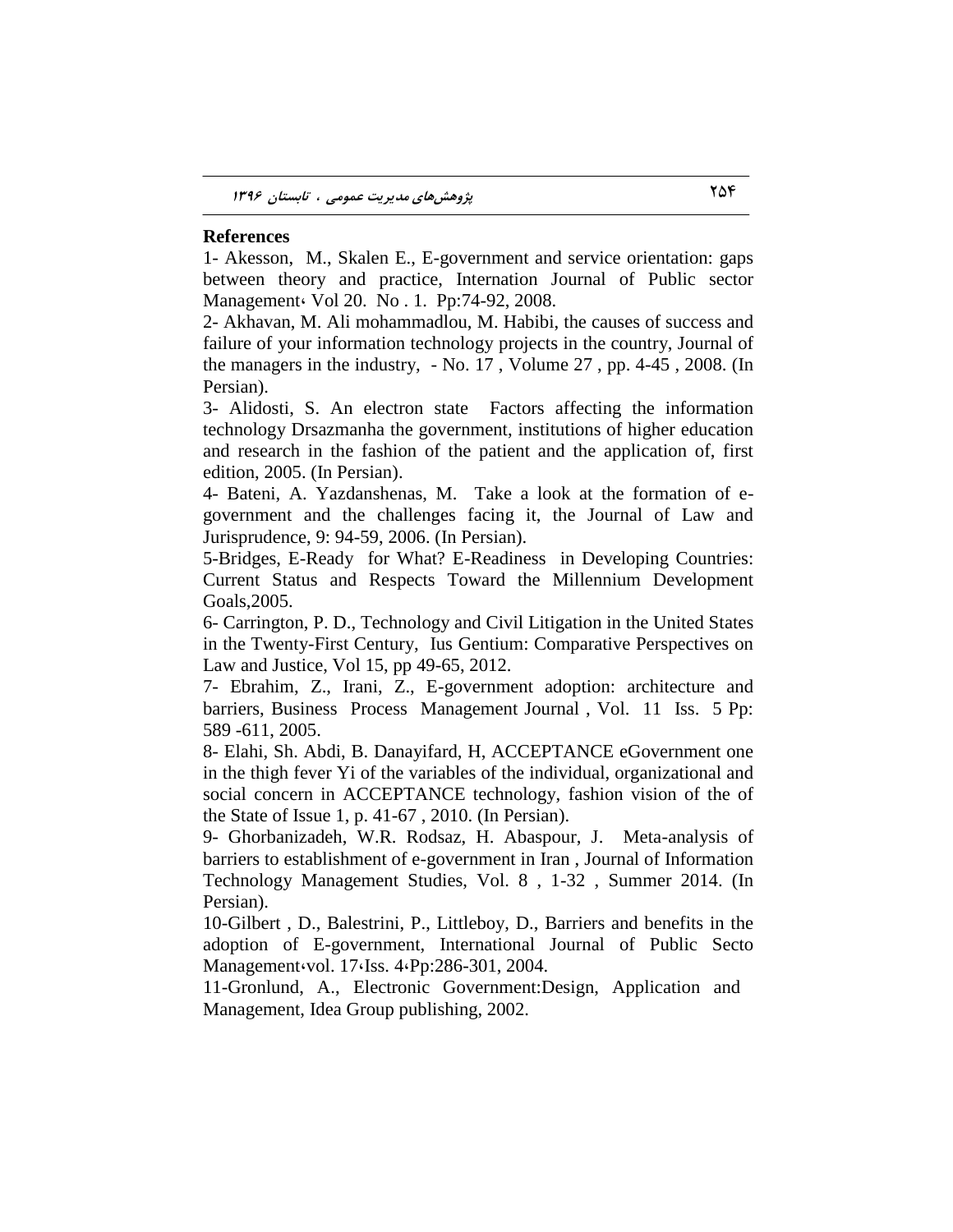## References

1- Akesson, M., Skalen E., E-government and service orientation: gaps between theory and practice, Internation Journal of Public sector Management، Vol 20. No . 1. Pp:74-92, 2008.

2- Akhavan, M. Ali mohammadlou, M. Habibi, the causes of success and failure of your information technology projects in the country, Journal of the managers in the industry, - No. 17 , Volume 27 , pp. 4-45 , 2008. (In Persian).

3- Alidosti, S. An electron state Factors affecting the information technology Drsazmanha the government, institutions of higher education and research in the fashion of the patient and the application of, first edition, 2005. (In Persian).

4- Bateni, A. Yazdanshenas, M. Take a look at the formation of e-government and the challenges facing it, the Journal of Law and Jurisprudence, 9: 94-59, 2006. (In Persian).

5-Bridges, E-Ready for What? E-Readiness in Developing Countries: Current Status and Respects Toward the Millennium Development Goals,2005.

6- Carrington, P. D., Technology and Civil Litigation in the United States in the Twenty-First Century, Ius Gentium: Comparative Perspectives on Law and Justice, Vol 15, pp 49-65, 2012.

7- Ebrahim, Z., Irani, Z., E-government adoption: architecture and barriers, Business Process Management Journal , Vol. 11 Iss. 5 Pp: 589 -611, 2005.

8- Elahi, Sh. Abdi, B. Danayifard, H, ACCEPTANCE eGovernment one in the thigh fever Yi of the variables of the individual, organizational and social concern in ACCEPTANCE technology, fashion vision of the of the State of Issue 1, p. 41-67 , 2010. (In Persian).

9- Ghorbanizadeh, W.R. Rodsaz, H. Abaspour, J. Meta-analysis of barriers to establishment of e-government in Iran , Journal of Information Technology Management Studies, Vol. 8 , 1-32 , Summer 2014. (In Persian).

10-Gilbert , D., Balestrini, P., Littleboy, D., Barriers and benefits in the adoption of E-government, International Journal of Public Secto Management،vol. 17،Iss. 4،Pp:286-301, 2004.

11-Gronlund, A., Electronic Government:Design, Application and Management, Idea Group publishing, 2002.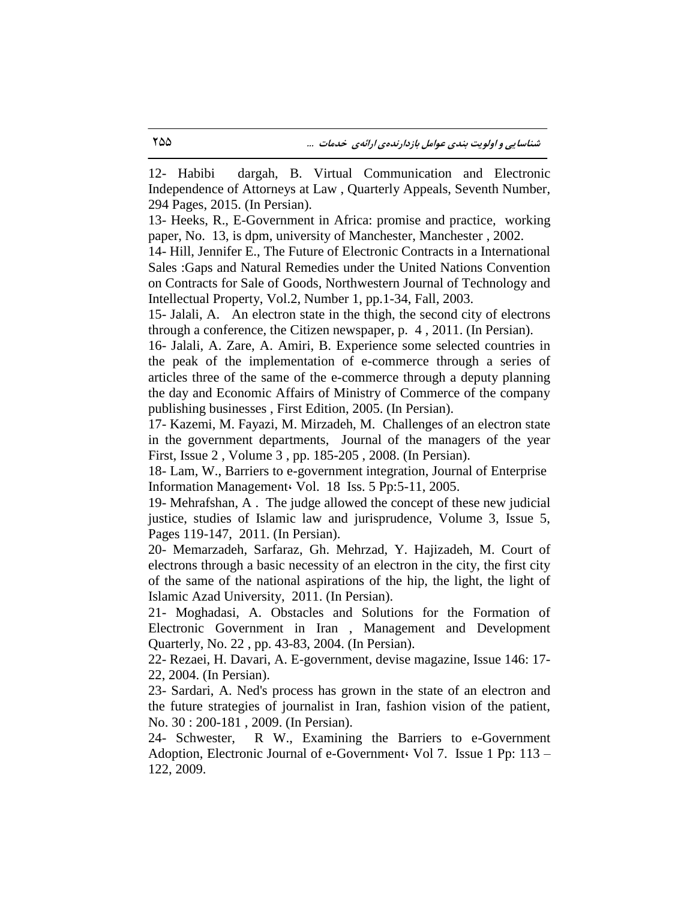12- Habibi dargah, B. Virtual Communication and Electronic Independence of Attorneys at Law , Quarterly Appeals, Seventh Number, 294 Pages, 2015. (In Persian).

13- Heeks, R., E-Government in Africa: promise and practice, working paper, No. 13, is dpm, university of Manchester, Manchester , 2002.

14- Hill, Jennifer E., The Future of Electronic Contracts in a International Sales :Gaps and Natural Remedies under the United Nations Convention on Contracts for Sale of Goods, Northwestern Journal of Technology and Intellectual Property, Vol.2, Number 1, pp.1-34, Fall, 2003.

15- Jalali, A. An electron state in the thigh, the second city of electrons through a conference, the Citizen newspaper, p. 4 , 2011. (In Persian).

16- Jalali, A. Zare, A. Amiri, B. Experience some selected countries in the peak of the implementation of e-commerce through a series of articles three of the same of the e-commerce through a deputy planning the day and Economic Affairs of Ministry of Commerce of the company publishing businesses , First Edition, 2005. (In Persian).

17- Kazemi, M. Fayazi, M. Mirzadeh, M. Challenges of an electron state in the government departments, Journal of the managers of the year First, Issue 2 , Volume 3 , pp. 185-205 , 2008. (In Persian).

18- Lam, W., Barriers to e-government integration, Journal of Enterprise Information Management، Vol. 18 Iss. 5 Pp:5-11, 2005.

19- Mehrafshan, A . The judge allowed the concept of these new judicial justice, studies of Islamic law and jurisprudence, Volume 3, Issue 5, Pages 119-147, 2011. (In Persian).

20- Memarzadeh, Sarfaraz, Gh. Mehrzad, Y. Hajizadeh, M. Court of electrons through a basic necessity of an electron in the city, the first city of the same of the national aspirations of the hip, the light, the light of Islamic Azad University, 2011. (In Persian).

21- Moghadasi, A. Obstacles and Solutions for the Formation of Electronic Government in Iran , Management and Development Quarterly, No. 22 , pp. 43-83, 2004. (In Persian).

22- Rezaei, H. Davari, A. E-government, devise magazine, Issue 146: 17-22, 2004. (In Persian).

23- Sardari, A. Ned's process has grown in the state of an electron and the future strategies of journalist in Iran, fashion vision of the patient, No. 30 : 200-181 , 2009. (In Persian).

24- Schwester, R W., Examining the Barriers to e-Government Adoption, Electronic Journal of e-Government، Vol 7. Issue 1 Pp: 113 – 122, 2009.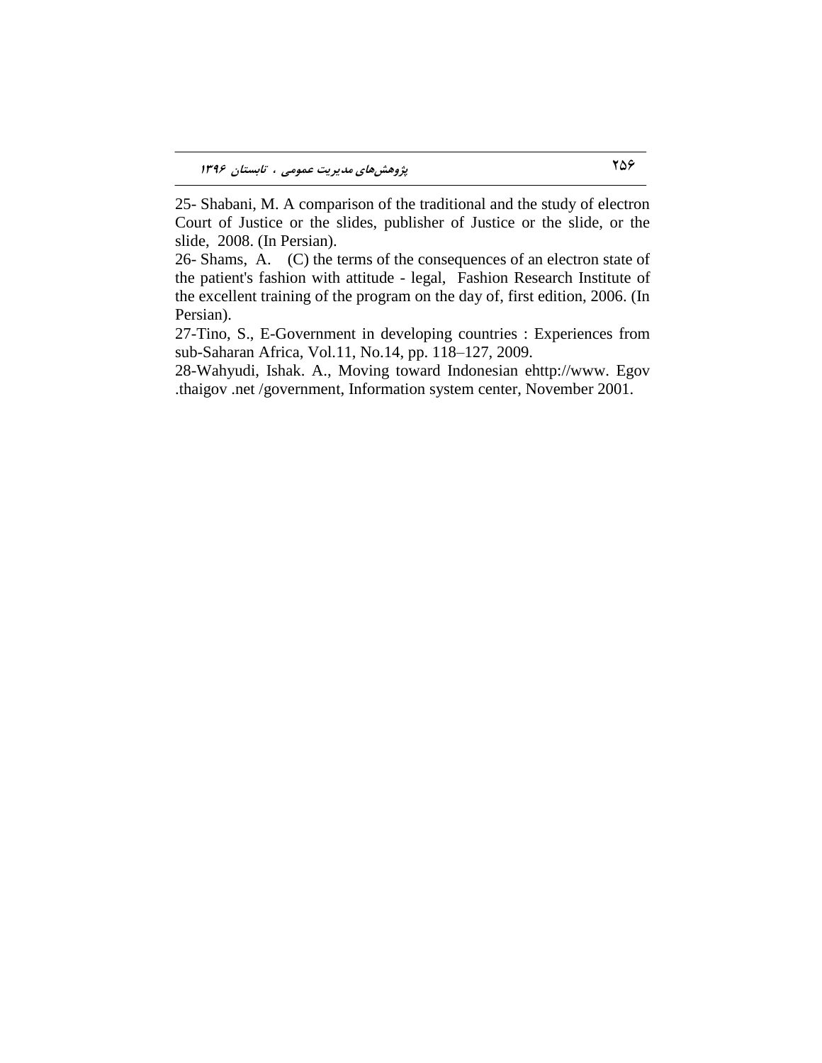25- Shabani, M. A comparison of the traditional and the study of electron Court of Justice or the slides, publisher of Justice or the slide, or the slide, 2008. (In Persian).

26- Shams, A. (C) the terms of the consequences of an electron state of the patient's fashion with attitude - legal, Fashion Research Institute of the excellent training of the program on the day of, first edition, 2006. (In Persian).

27-Tino, S., E-Government in developing countries : Experiences from sub-Saharan Africa, Vol.11, No.14, pp. 118–127, 2009.

28-Wahyudi, Ishak. A., Moving toward Indonesian ehttp://www. Egov .thaigov .net /government, Information system center, November 2001.